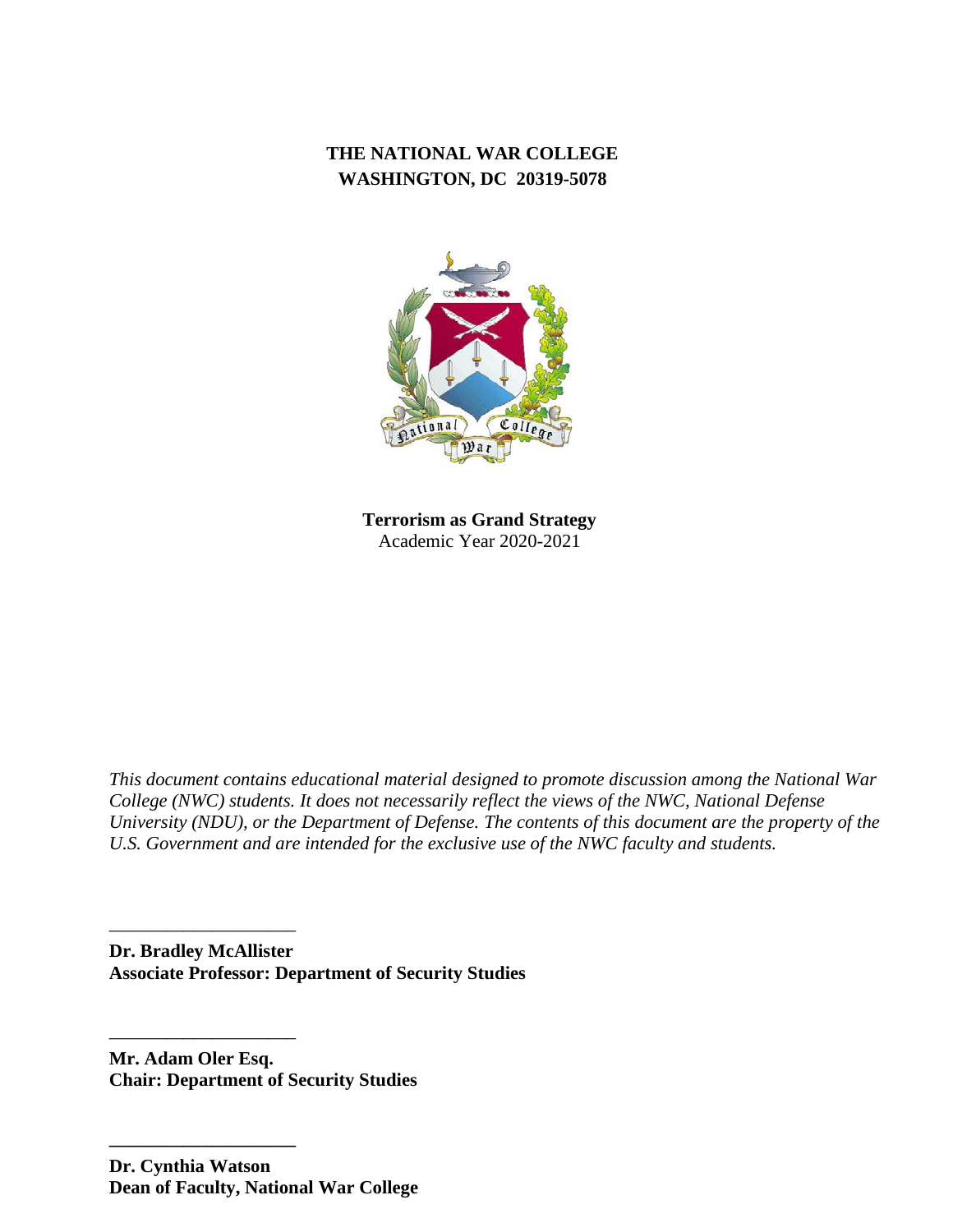**THE NATIONAL WAR COLLEGE**
**WASHINGTON, DC 20319-5078**

**Terrorism as Grand Strategy**
Academic Year 2020-2021

*This document contains educational material designed to promote discussion among the National War College (NWC) students. It does not necessarily reflect the views of the NWC, National Defense University (NDU), or the Department of Defense. The contents of this document are the property of the U.S. Government and are intended for the exclusive use of the NWC faculty and students.*

\_\_\_\_\_\_\_\_\_\_\_\_\_\_\_\_\_\_\_\_

**Dr. Bradley McAllister**
**Associate Professor: Department of Security Studies**

\_\_\_\_\_\_\_\_\_\_\_\_\_\_\_\_\_\_\_\_

**Mr. Adam Oler Esq.**
**Chair: Department of Security Studies**

\_\_\_\_\_\_\_\_\_\_\_\_\_\_\_\_\_\_\_\_

**Dr. Cynthia Watson**
**Dean of Faculty, National War College**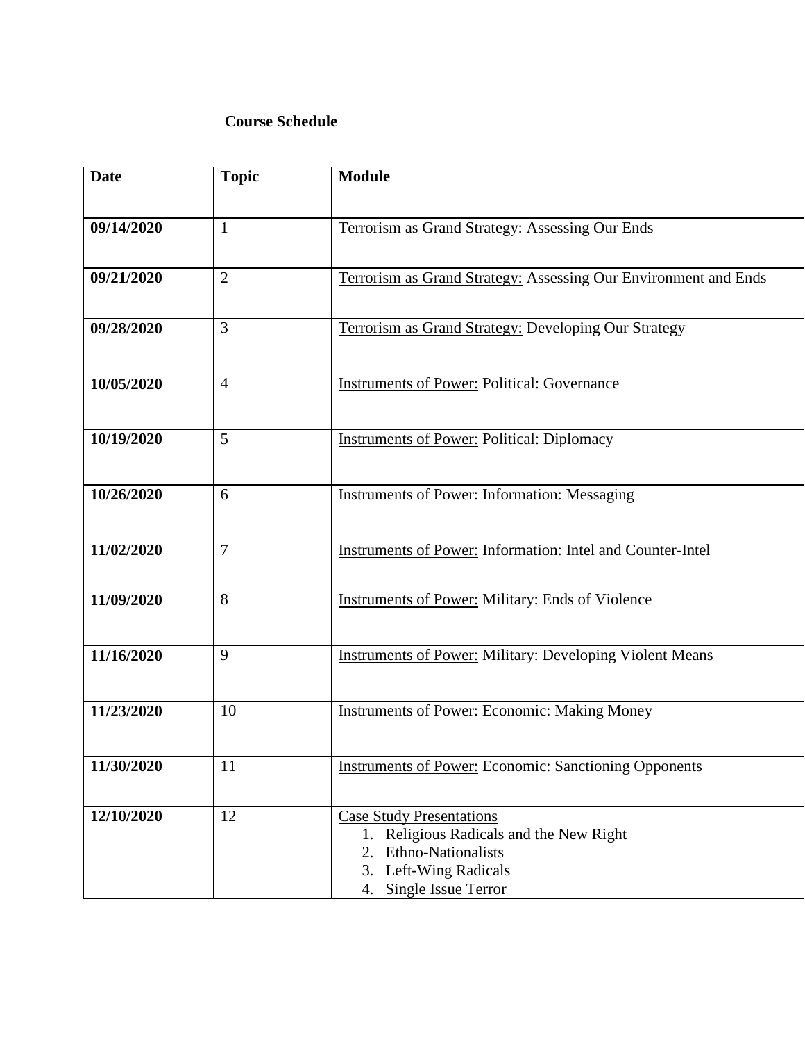**Course Schedule**

| **Date** | **Topic** | **Module** |
| --- | --- | --- |
| **09/14/2020** | 1 | Terrorism as Grand Strategy: Assessing Our Ends |
| **09/21/2020** | 2 | Terrorism as Grand Strategy: Assessing Our Environment and Ends |
| **09/28/2020** | 3 | Terrorism as Grand Strategy: Developing Our Strategy |
| **10/05/2020** | 4 | Instruments of Power: Political: Governance |
| **10/19/2020** | 5 | Instruments of Power: Political: Diplomacy |
| **10/26/2020** | 6 | Instruments of Power: Information: Messaging |
| **11/02/2020** | 7 | Instruments of Power: Information: Intel and Counter-Intel |
| **11/09/2020** | 8 | Instruments of Power: Military: Ends of Violence |
| **11/16/2020** | 9 | Instruments of Power: Military: Developing Violent Means |
| **11/23/2020** | 10 | Instruments of Power: Economic: Making Money |
| **11/30/2020** | 11 | Instruments of Power: Economic: Sanctioning Opponents |
| **12/10/2020** | 12 | Case Study Presentations<br>1. Religious Radicals and the New Right<br>2. Ethno-Nationalists<br>3. Left-Wing Radicals<br>4. Single Issue Terror |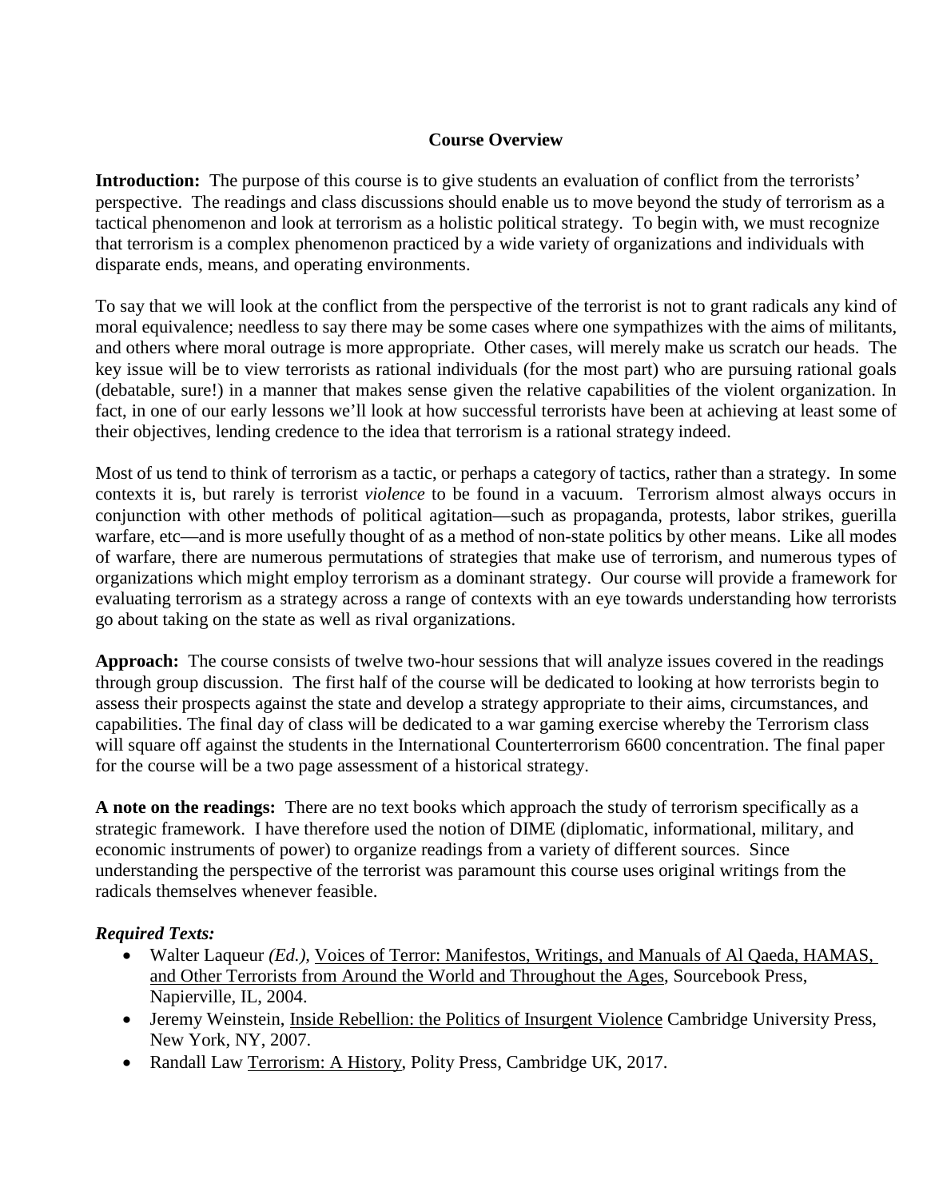## Course Overview

**Introduction:** The purpose of this course is to give students an evaluation of conflict from the terrorists' perspective. The readings and class discussions should enable us to move beyond the study of terrorism as a tactical phenomenon and look at terrorism as a holistic political strategy. To begin with, we must recognize that terrorism is a complex phenomenon practiced by a wide variety of organizations and individuals with disparate ends, means, and operating environments.

To say that we will look at the conflict from the perspective of the terrorist is not to grant radicals any kind of moral equivalence; needless to say there may be some cases where one sympathizes with the aims of militants, and others where moral outrage is more appropriate. Other cases, will merely make us scratch our heads. The key issue will be to view terrorists as rational individuals (for the most part) who are pursuing rational goals (debatable, sure!) in a manner that makes sense given the relative capabilities of the violent organization. In fact, in one of our early lessons we'll look at how successful terrorists have been at achieving at least some of their objectives, lending credence to the idea that terrorism is a rational strategy indeed.

Most of us tend to think of terrorism as a tactic, or perhaps a category of tactics, rather than a strategy. In some contexts it is, but rarely is terrorist *violence* to be found in a vacuum. Terrorism almost always occurs in conjunction with other methods of political agitation—such as propaganda, protests, labor strikes, guerilla warfare, etc—and is more usefully thought of as a method of non-state politics by other means. Like all modes of warfare, there are numerous permutations of strategies that make use of terrorism, and numerous types of organizations which might employ terrorism as a dominant strategy. Our course will provide a framework for evaluating terrorism as a strategy across a range of contexts with an eye towards understanding how terrorists go about taking on the state as well as rival organizations.

**Approach:** The course consists of twelve two-hour sessions that will analyze issues covered in the readings through group discussion. The first half of the course will be dedicated to looking at how terrorists begin to assess their prospects against the state and develop a strategy appropriate to their aims, circumstances, and capabilities. The final day of class will be dedicated to a war gaming exercise whereby the Terrorism class will square off against the students in the International Counterterrorism 6600 concentration. The final paper for the course will be a two page assessment of a historical strategy.

**A note on the readings:** There are no text books which approach the study of terrorism specifically as a strategic framework. I have therefore used the notion of DIME (diplomatic, informational, military, and economic instruments of power) to organize readings from a variety of different sources. Since understanding the perspective of the terrorist was paramount this course uses original writings from the radicals themselves whenever feasible.

***Required Texts:***

- Walter Laqueur *(Ed.)*, Voices of Terror: Manifestos, Writings, and Manuals of Al Qaeda, HAMAS, and Other Terrorists from Around the World and Throughout the Ages, Sourcebook Press, Napierville, IL, 2004.
- Jeremy Weinstein, Inside Rebellion: the Politics of Insurgent Violence Cambridge University Press, New York, NY, 2007.
- Randall Law Terrorism: A History, Polity Press, Cambridge UK, 2017.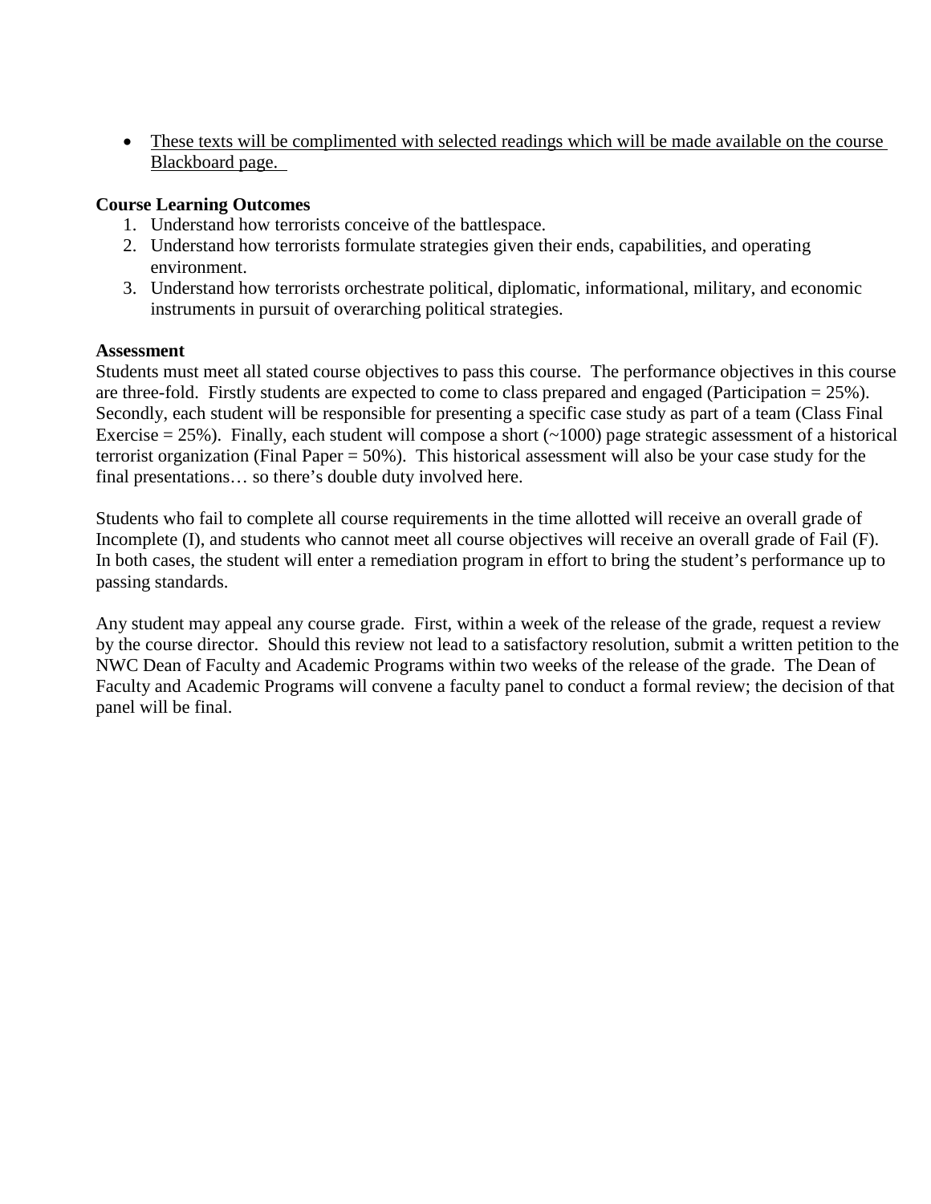- These texts will be complimented with selected readings which will be made available on the course Blackboard page.

**Course Learning Outcomes**

1. Understand how terrorists conceive of the battlespace.
2. Understand how terrorists formulate strategies given their ends, capabilities, and operating environment.
3. Understand how terrorists orchestrate political, diplomatic, informational, military, and economic instruments in pursuit of overarching political strategies.

**Assessment**

Students must meet all stated course objectives to pass this course. The performance objectives in this course are three-fold. Firstly students are expected to come to class prepared and engaged (Participation = 25%). Secondly, each student will be responsible for presenting a specific case study as part of a team (Class Final Exercise = 25%). Finally, each student will compose a short (~1000) page strategic assessment of a historical terrorist organization (Final Paper = 50%). This historical assessment will also be your case study for the final presentations… so there's double duty involved here.

Students who fail to complete all course requirements in the time allotted will receive an overall grade of Incomplete (I), and students who cannot meet all course objectives will receive an overall grade of Fail (F). In both cases, the student will enter a remediation program in effort to bring the student's performance up to passing standards.

Any student may appeal any course grade. First, within a week of the release of the grade, request a review by the course director. Should this review not lead to a satisfactory resolution, submit a written petition to the NWC Dean of Faculty and Academic Programs within two weeks of the release of the grade. The Dean of Faculty and Academic Programs will convene a faculty panel to conduct a formal review; the decision of that panel will be final.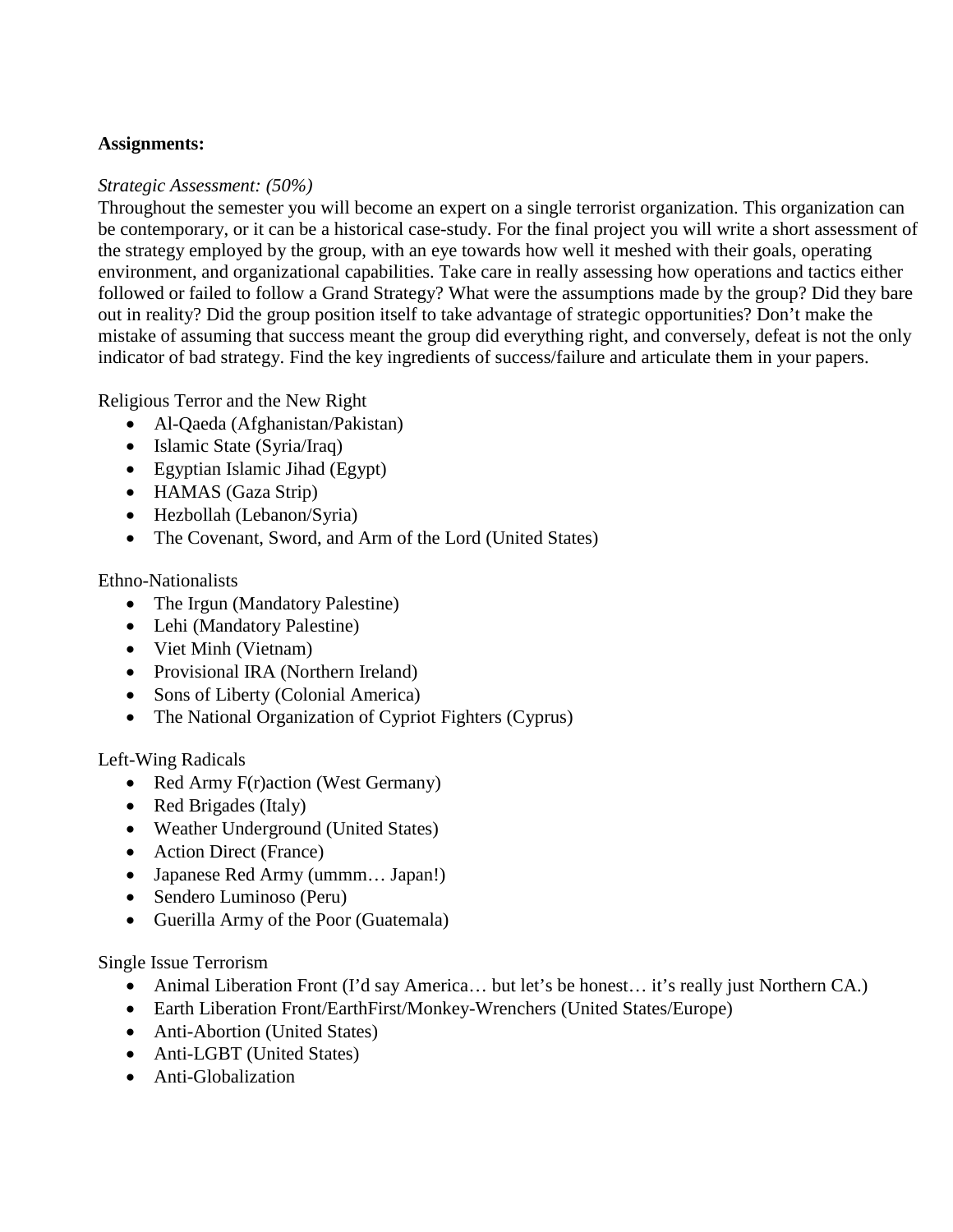**Assignments:**

*Strategic Assessment: (50%)*
Throughout the semester you will become an expert on a single terrorist organization. This organization can be contemporary, or it can be a historical case-study. For the final project you will write a short assessment of the strategy employed by the group, with an eye towards how well it meshed with their goals, operating environment, and organizational capabilities. Take care in really assessing how operations and tactics either followed or failed to follow a Grand Strategy? What were the assumptions made by the group? Did they bare out in reality? Did the group position itself to take advantage of strategic opportunities? Don't make the mistake of assuming that success meant the group did everything right, and conversely, defeat is not the only indicator of bad strategy. Find the key ingredients of success/failure and articulate them in your papers.

Religious Terror and the New Right

- Al-Qaeda (Afghanistan/Pakistan)
- Islamic State (Syria/Iraq)
- Egyptian Islamic Jihad (Egypt)
- HAMAS (Gaza Strip)
- Hezbollah (Lebanon/Syria)
- The Covenant, Sword, and Arm of the Lord (United States)

Ethno-Nationalists

- The Irgun (Mandatory Palestine)
- Lehi (Mandatory Palestine)
- Viet Minh (Vietnam)
- Provisional IRA (Northern Ireland)
- Sons of Liberty (Colonial America)
- The National Organization of Cypriot Fighters (Cyprus)

Left-Wing Radicals

- Red Army F(r)action (West Germany)
- Red Brigades (Italy)
- Weather Underground (United States)
- Action Direct (France)
- Japanese Red Army (ummm… Japan!)
- Sendero Luminoso (Peru)
- Guerilla Army of the Poor (Guatemala)

Single Issue Terrorism

- Animal Liberation Front (I'd say America… but let's be honest… it's really just Northern CA.)
- Earth Liberation Front/EarthFirst/Monkey-Wrenchers (United States/Europe)
- Anti-Abortion (United States)
- Anti-LGBT (United States)
- Anti-Globalization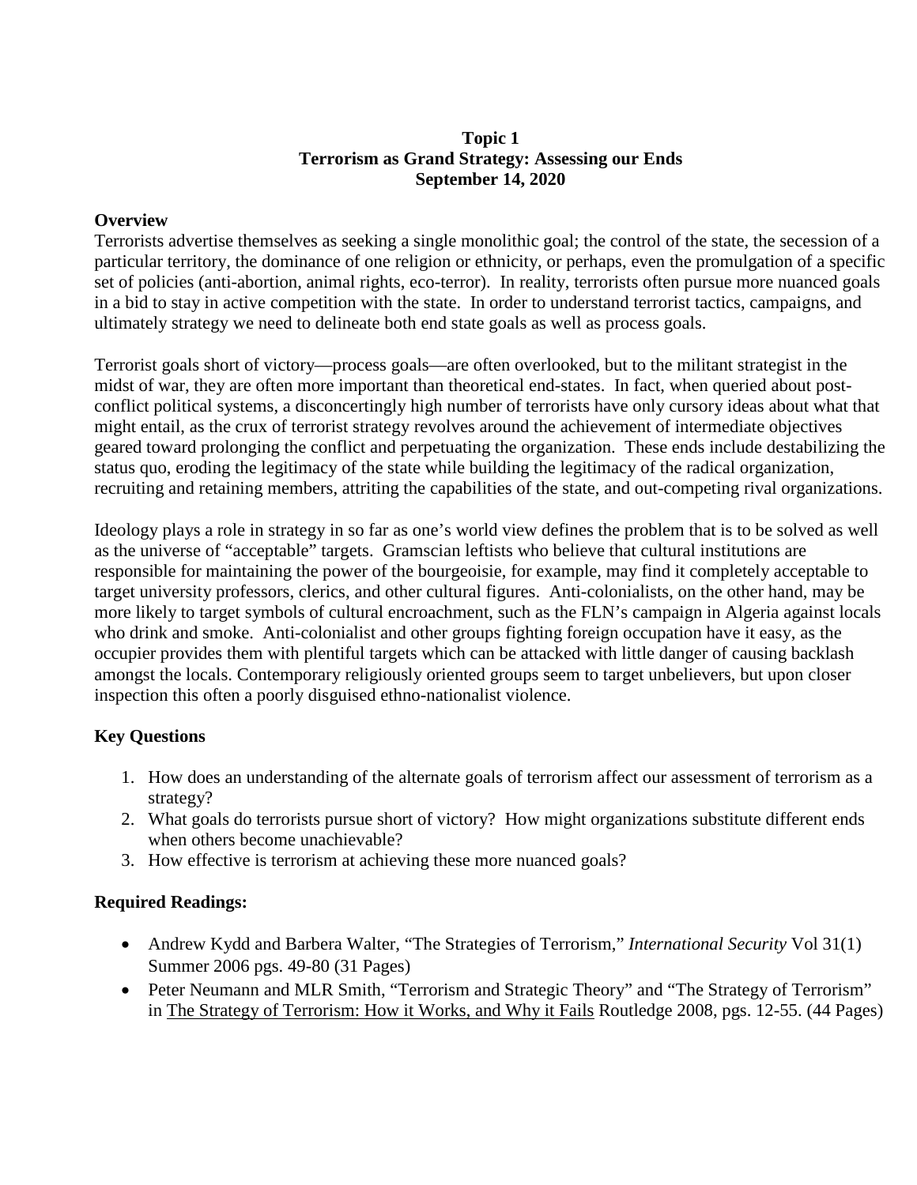**Topic 1**
**Terrorism as Grand Strategy: Assessing our Ends**
**September 14, 2020**

## Overview

Terrorists advertise themselves as seeking a single monolithic goal; the control of the state, the secession of a particular territory, the dominance of one religion or ethnicity, or perhaps, even the promulgation of a specific set of policies (anti-abortion, animal rights, eco-terror). In reality, terrorists often pursue more nuanced goals in a bid to stay in active competition with the state. In order to understand terrorist tactics, campaigns, and ultimately strategy we need to delineate both end state goals as well as process goals.

Terrorist goals short of victory—process goals—are often overlooked, but to the militant strategist in the midst of war, they are often more important than theoretical end-states. In fact, when queried about post-conflict political systems, a disconcertingly high number of terrorists have only cursory ideas about what that might entail, as the crux of terrorist strategy revolves around the achievement of intermediate objectives geared toward prolonging the conflict and perpetuating the organization. These ends include destabilizing the status quo, eroding the legitimacy of the state while building the legitimacy of the radical organization, recruiting and retaining members, attriting the capabilities of the state, and out-competing rival organizations.

Ideology plays a role in strategy in so far as one's world view defines the problem that is to be solved as well as the universe of "acceptable" targets. Gramscian leftists who believe that cultural institutions are responsible for maintaining the power of the bourgeoisie, for example, may find it completely acceptable to target university professors, clerics, and other cultural figures. Anti-colonialists, on the other hand, may be more likely to target symbols of cultural encroachment, such as the FLN's campaign in Algeria against locals who drink and smoke. Anti-colonialist and other groups fighting foreign occupation have it easy, as the occupier provides them with plentiful targets which can be attacked with little danger of causing backlash amongst the locals. Contemporary religiously oriented groups seem to target unbelievers, but upon closer inspection this often a poorly disguised ethno-nationalist violence.

## Key Questions

1. How does an understanding of the alternate goals of terrorism affect our assessment of terrorism as a strategy?
2. What goals do terrorists pursue short of victory? How might organizations substitute different ends when others become unachievable?
3. How effective is terrorism at achieving these more nuanced goals?

## Required Readings:

- Andrew Kydd and Barbera Walter, "The Strategies of Terrorism," *International Security* Vol 31(1) Summer 2006 pgs. 49-80 (31 Pages)
- Peter Neumann and MLR Smith, "Terrorism and Strategic Theory" and "The Strategy of Terrorism" in The Strategy of Terrorism: How it Works, and Why it Fails Routledge 2008, pgs. 12-55. (44 Pages)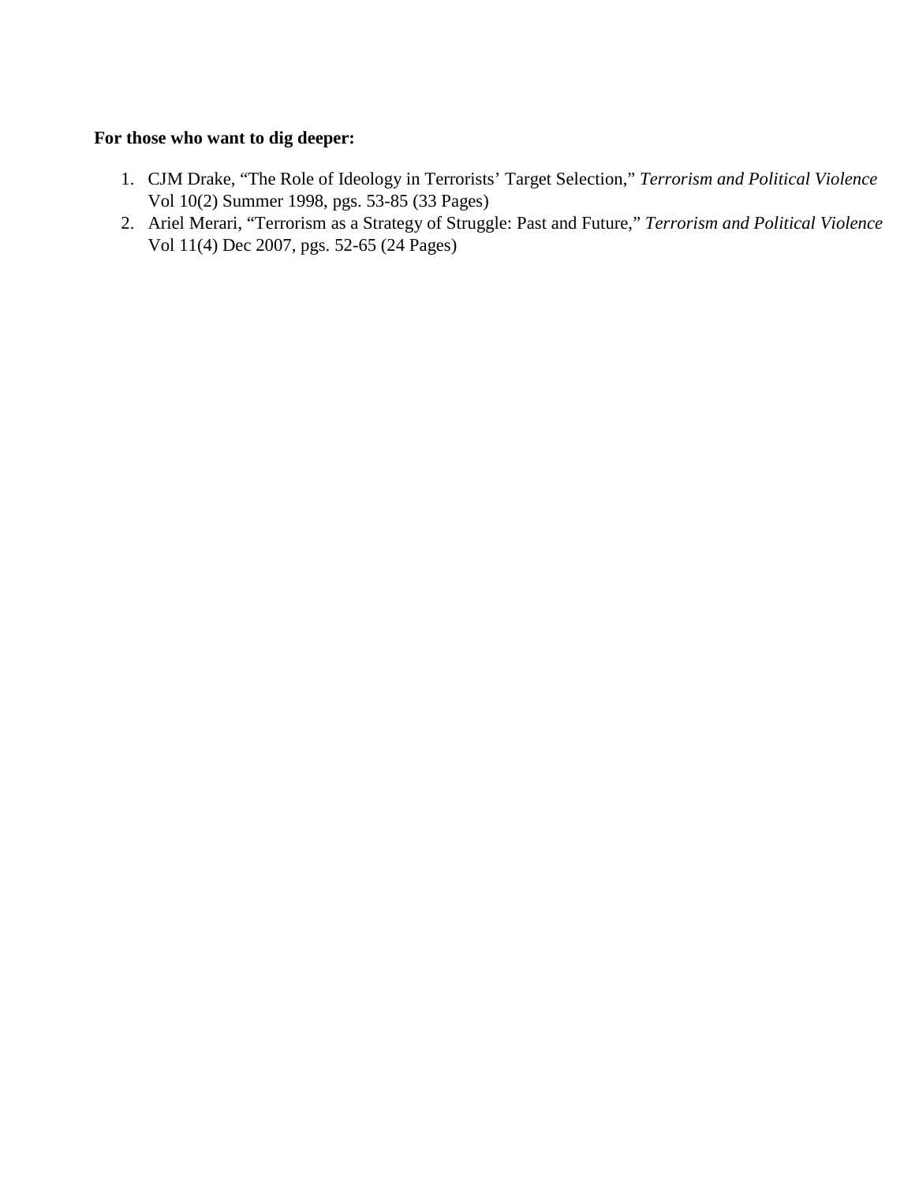**For those who want to dig deeper:**

1. CJM Drake, "The Role of Ideology in Terrorists' Target Selection," *Terrorism and Political Violence* Vol 10(2) Summer 1998, pgs. 53-85 (33 Pages)
2. Ariel Merari, "Terrorism as a Strategy of Struggle: Past and Future," *Terrorism and Political Violence* Vol 11(4) Dec 2007, pgs. 52-65 (24 Pages)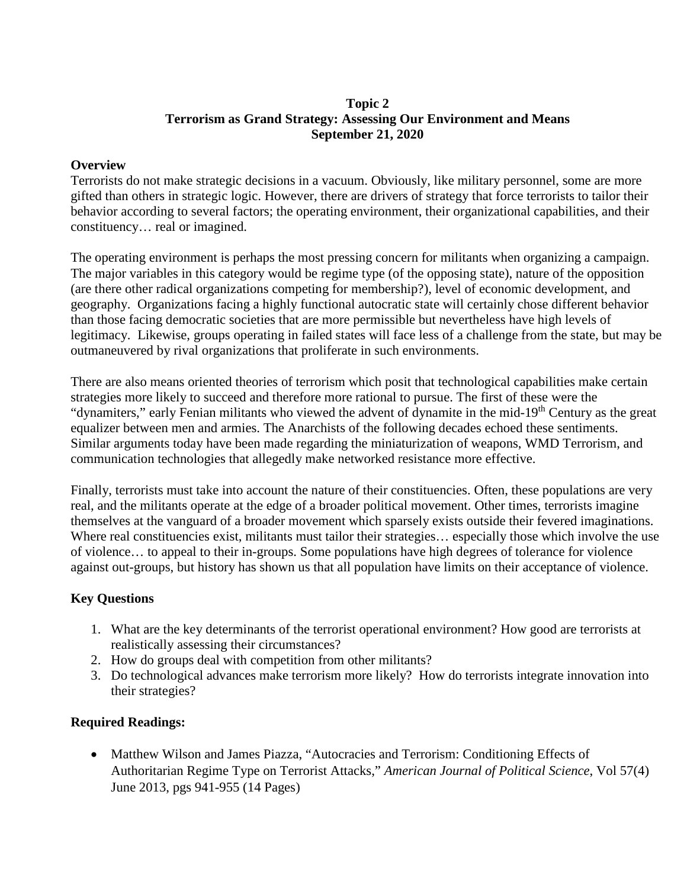**Topic 2**
**Terrorism as Grand Strategy: Assessing Our Environment and Means**
**September 21, 2020**

## Overview

Terrorists do not make strategic decisions in a vacuum. Obviously, like military personnel, some are more gifted than others in strategic logic. However, there are drivers of strategy that force terrorists to tailor their behavior according to several factors; the operating environment, their organizational capabilities, and their constituency… real or imagined.

The operating environment is perhaps the most pressing concern for militants when organizing a campaign. The major variables in this category would be regime type (of the opposing state), nature of the opposition (are there other radical organizations competing for membership?), level of economic development, and geography. Organizations facing a highly functional autocratic state will certainly chose different behavior than those facing democratic societies that are more permissible but nevertheless have high levels of legitimacy. Likewise, groups operating in failed states will face less of a challenge from the state, but may be outmaneuvered by rival organizations that proliferate in such environments.

There are also means oriented theories of terrorism which posit that technological capabilities make certain strategies more likely to succeed and therefore more rational to pursue. The first of these were the "dynamiters," early Fenian militants who viewed the advent of dynamite in the mid-19th Century as the great equalizer between men and armies. The Anarchists of the following decades echoed these sentiments. Similar arguments today have been made regarding the miniaturization of weapons, WMD Terrorism, and communication technologies that allegedly make networked resistance more effective.

Finally, terrorists must take into account the nature of their constituencies. Often, these populations are very real, and the militants operate at the edge of a broader political movement. Other times, terrorists imagine themselves at the vanguard of a broader movement which sparsely exists outside their fevered imaginations. Where real constituencies exist, militants must tailor their strategies… especially those which involve the use of violence… to appeal to their in-groups. Some populations have high degrees of tolerance for violence against out-groups, but history has shown us that all population have limits on their acceptance of violence.

## Key Questions

1. What are the key determinants of the terrorist operational environment? How good are terrorists at realistically assessing their circumstances?
2. How do groups deal with competition from other militants?
3. Do technological advances make terrorism more likely? How do terrorists integrate innovation into their strategies?

## Required Readings:

- Matthew Wilson and James Piazza, "Autocracies and Terrorism: Conditioning Effects of Authoritarian Regime Type on Terrorist Attacks," *American Journal of Political Science*, Vol 57(4) June 2013, pgs 941-955 (14 Pages)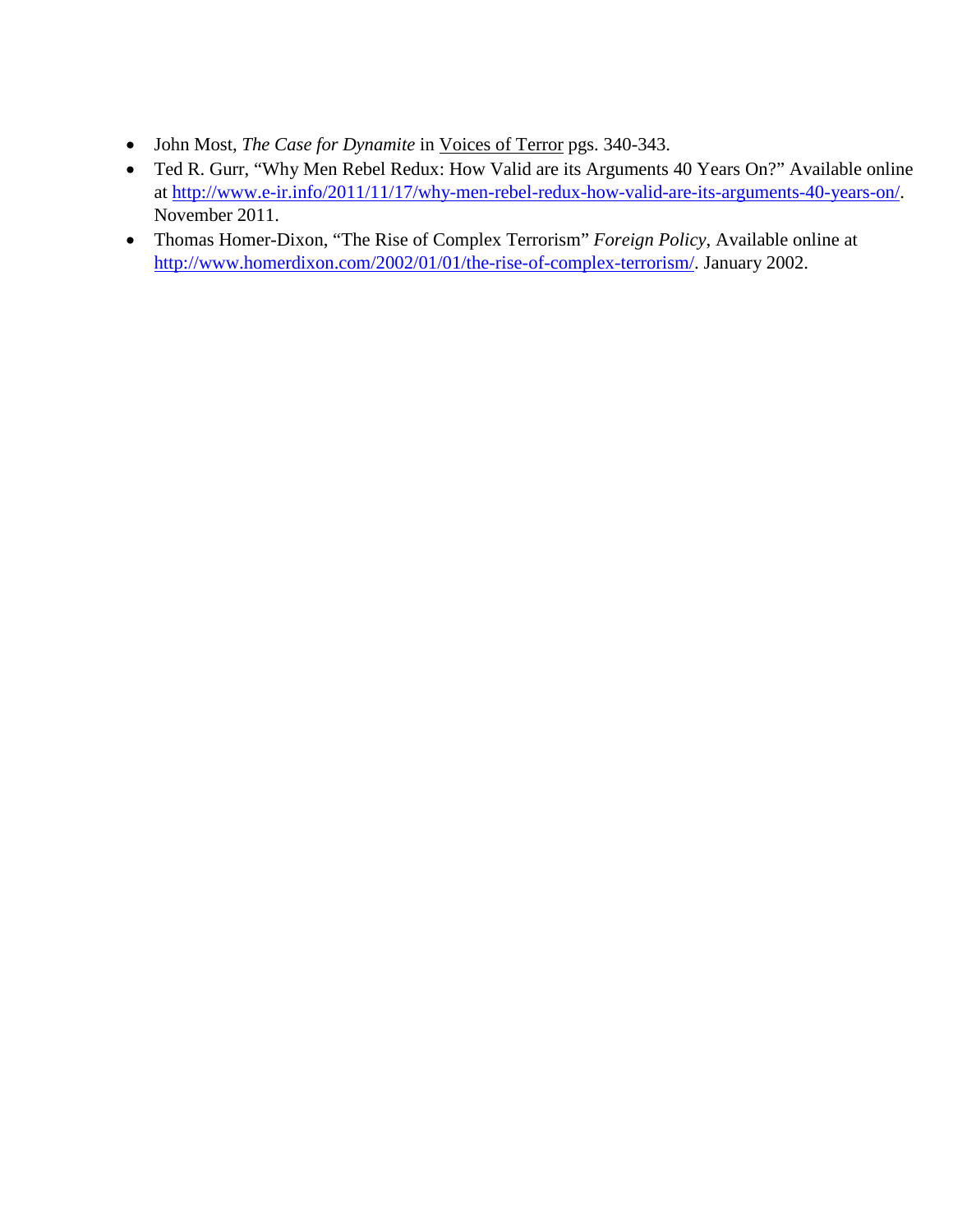- John Most, *The Case for Dynamite* in Voices of Terror pgs. 340-343.
- Ted R. Gurr, "Why Men Rebel Redux: How Valid are its Arguments 40 Years On?" Available online at http://www.e-ir.info/2011/11/17/why-men-rebel-redux-how-valid-are-its-arguments-40-years-on/. November 2011.
- Thomas Homer-Dixon, "The Rise of Complex Terrorism" *Foreign Policy*, Available online at http://www.homerdixon.com/2002/01/01/the-rise-of-complex-terrorism/. January 2002.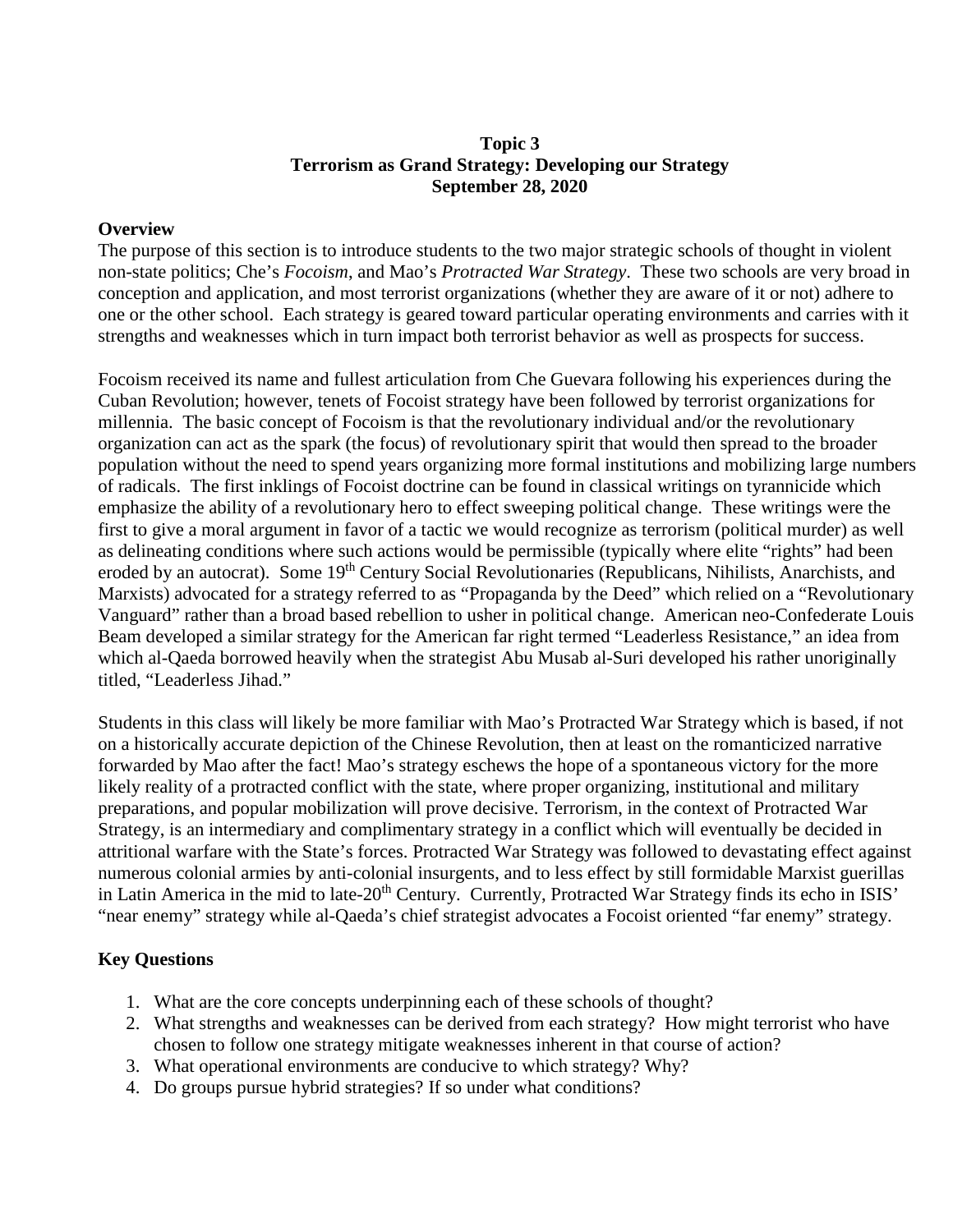**Topic 3**
**Terrorism as Grand Strategy: Developing our Strategy**
**September 28, 2020**

## Overview

The purpose of this section is to introduce students to the two major strategic schools of thought in violent non-state politics; Che's *Focoism*, and Mao's *Protracted War Strategy*. These two schools are very broad in conception and application, and most terrorist organizations (whether they are aware of it or not) adhere to one or the other school. Each strategy is geared toward particular operating environments and carries with it strengths and weaknesses which in turn impact both terrorist behavior as well as prospects for success.

Focoism received its name and fullest articulation from Che Guevara following his experiences during the Cuban Revolution; however, tenets of Focoist strategy have been followed by terrorist organizations for millennia. The basic concept of Focoism is that the revolutionary individual and/or the revolutionary organization can act as the spark (the focus) of revolutionary spirit that would then spread to the broader population without the need to spend years organizing more formal institutions and mobilizing large numbers of radicals. The first inklings of Focoist doctrine can be found in classical writings on tyrannicide which emphasize the ability of a revolutionary hero to effect sweeping political change. These writings were the first to give a moral argument in favor of a tactic we would recognize as terrorism (political murder) as well as delineating conditions where such actions would be permissible (typically where elite "rights" had been eroded by an autocrat). Some 19th Century Social Revolutionaries (Republicans, Nihilists, Anarchists, and Marxists) advocated for a strategy referred to as "Propaganda by the Deed" which relied on a "Revolutionary Vanguard" rather than a broad based rebellion to usher in political change. American neo-Confederate Louis Beam developed a similar strategy for the American far right termed "Leaderless Resistance," an idea from which al-Qaeda borrowed heavily when the strategist Abu Musab al-Suri developed his rather unoriginally titled, "Leaderless Jihad."

Students in this class will likely be more familiar with Mao's Protracted War Strategy which is based, if not on a historically accurate depiction of the Chinese Revolution, then at least on the romanticized narrative forwarded by Mao after the fact! Mao's strategy eschews the hope of a spontaneous victory for the more likely reality of a protracted conflict with the state, where proper organizing, institutional and military preparations, and popular mobilization will prove decisive. Terrorism, in the context of Protracted War Strategy, is an intermediary and complimentary strategy in a conflict which will eventually be decided in attritional warfare with the State's forces. Protracted War Strategy was followed to devastating effect against numerous colonial armies by anti-colonial insurgents, and to less effect by still formidable Marxist guerillas in Latin America in the mid to late-20th Century. Currently, Protracted War Strategy finds its echo in ISIS' "near enemy" strategy while al-Qaeda's chief strategist advocates a Focoist oriented "far enemy" strategy.

## Key Questions

1. What are the core concepts underpinning each of these schools of thought?
2. What strengths and weaknesses can be derived from each strategy? How might terrorist who have chosen to follow one strategy mitigate weaknesses inherent in that course of action?
3. What operational environments are conducive to which strategy? Why?
4. Do groups pursue hybrid strategies? If so under what conditions?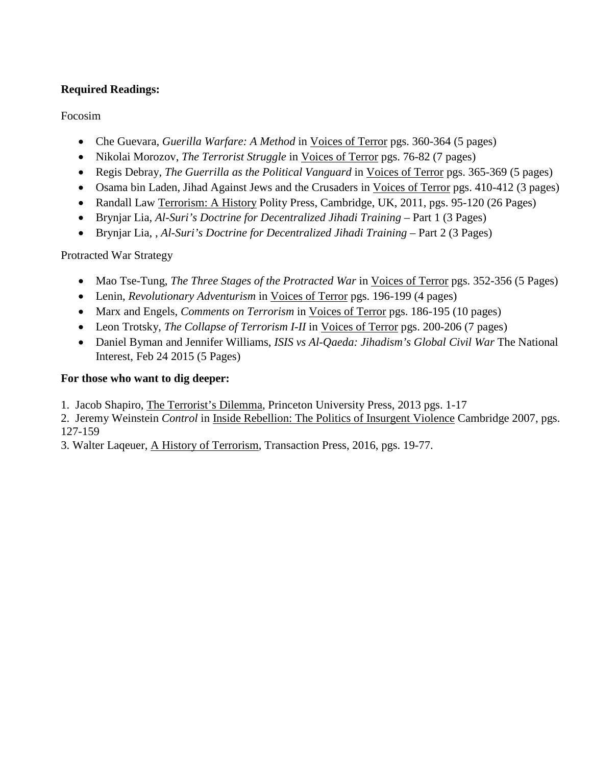**Required Readings:**

Focosim

- Che Guevara, *Guerilla Warfare: A Method* in Voices of Terror pgs. 360-364 (5 pages)
- Nikolai Morozov, *The Terrorist Struggle* in Voices of Terror pgs. 76-82 (7 pages)
- Regis Debray, *The Guerrilla as the Political Vanguard* in Voices of Terror pgs. 365-369 (5 pages)
- Osama bin Laden, Jihad Against Jews and the Crusaders in Voices of Terror pgs. 410-412 (3 pages)
- Randall Law Terrorism: A History Polity Press, Cambridge, UK, 2011, pgs. 95-120 (26 Pages)
- Brynjar Lia, *Al-Suri's Doctrine for Decentralized Jihadi Training* – Part 1 (3 Pages)
- Brynjar Lia, , *Al-Suri's Doctrine for Decentralized Jihadi Training* – Part 2 (3 Pages)

Protracted War Strategy

- Mao Tse-Tung, *The Three Stages of the Protracted War* in Voices of Terror pgs. 352-356 (5 Pages)
- Lenin, *Revolutionary Adventurism* in Voices of Terror pgs. 196-199 (4 pages)
- Marx and Engels, *Comments on Terrorism* in Voices of Terror pgs. 186-195 (10 pages)
- Leon Trotsky, *The Collapse of Terrorism I-II* in Voices of Terror pgs. 200-206 (7 pages)
- Daniel Byman and Jennifer Williams, *ISIS vs Al-Qaeda: Jihadism's Global Civil War* The National Interest, Feb 24 2015 (5 Pages)

**For those who want to dig deeper:**

1. Jacob Shapiro, The Terrorist's Dilemma, Princeton University Press, 2013 pgs. 1-17
2. Jeremy Weinstein *Control* in Inside Rebellion: The Politics of Insurgent Violence Cambridge 2007, pgs. 127-159
3. Walter Laqeuer, A History of Terrorism, Transaction Press, 2016, pgs. 19-77.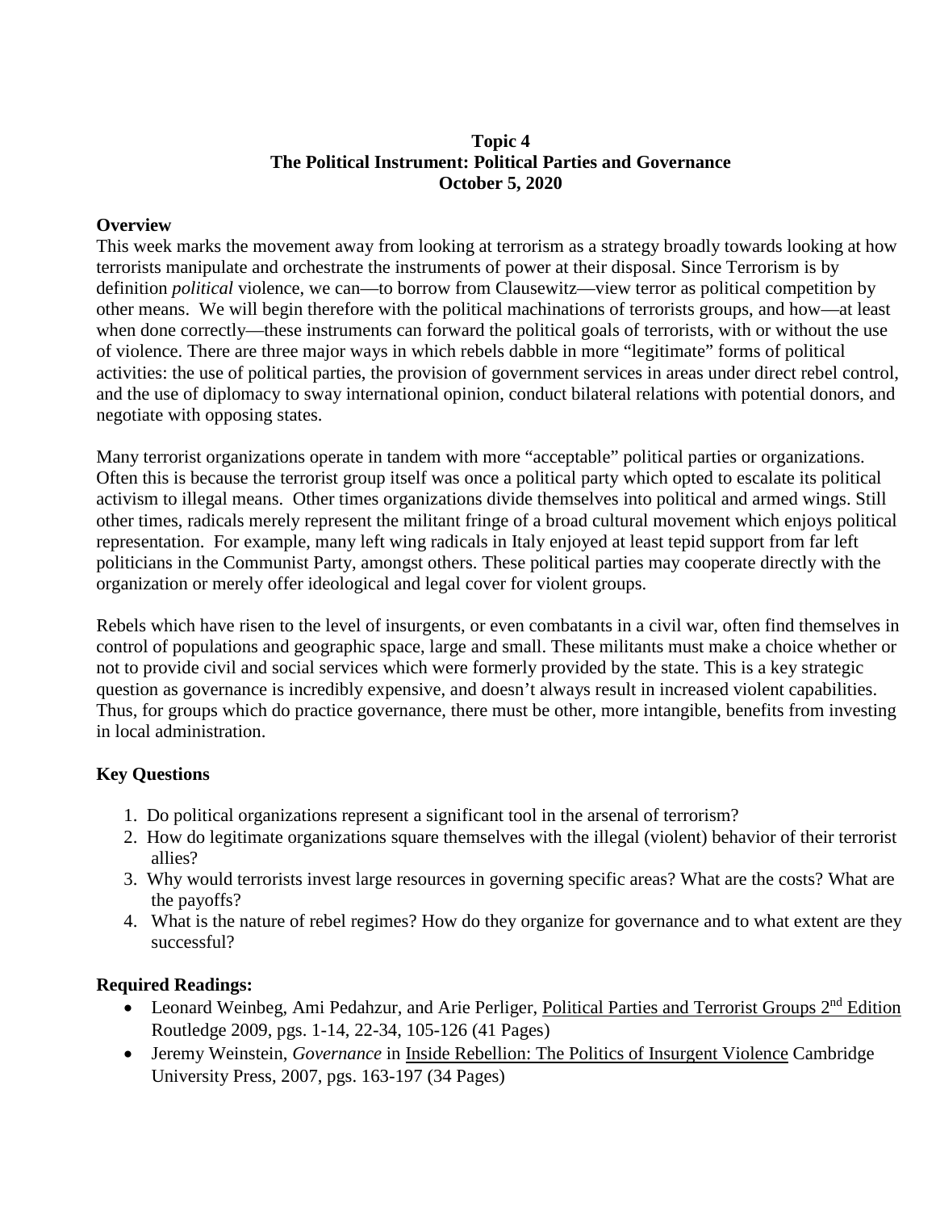**Topic 4**
**The Political Instrument: Political Parties and Governance**
**October 5, 2020**

## Overview

This week marks the movement away from looking at terrorism as a strategy broadly towards looking at how terrorists manipulate and orchestrate the instruments of power at their disposal. Since Terrorism is by definition *political* violence, we can—to borrow from Clausewitz—view terror as political competition by other means. We will begin therefore with the political machinations of terrorists groups, and how—at least when done correctly—these instruments can forward the political goals of terrorists, with or without the use of violence. There are three major ways in which rebels dabble in more "legitimate" forms of political activities: the use of political parties, the provision of government services in areas under direct rebel control, and the use of diplomacy to sway international opinion, conduct bilateral relations with potential donors, and negotiate with opposing states.

Many terrorist organizations operate in tandem with more "acceptable" political parties or organizations. Often this is because the terrorist group itself was once a political party which opted to escalate its political activism to illegal means. Other times organizations divide themselves into political and armed wings. Still other times, radicals merely represent the militant fringe of a broad cultural movement which enjoys political representation. For example, many left wing radicals in Italy enjoyed at least tepid support from far left politicians in the Communist Party, amongst others. These political parties may cooperate directly with the organization or merely offer ideological and legal cover for violent groups.

Rebels which have risen to the level of insurgents, or even combatants in a civil war, often find themselves in control of populations and geographic space, large and small. These militants must make a choice whether or not to provide civil and social services which were formerly provided by the state. This is a key strategic question as governance is incredibly expensive, and doesn't always result in increased violent capabilities. Thus, for groups which do practice governance, there must be other, more intangible, benefits from investing in local administration.

## Key Questions

1. Do political organizations represent a significant tool in the arsenal of terrorism?
2. How do legitimate organizations square themselves with the illegal (violent) behavior of their terrorist allies?
3. Why would terrorists invest large resources in governing specific areas? What are the costs? What are the payoffs?
4. What is the nature of rebel regimes? How do they organize for governance and to what extent are they successful?

## Required Readings:

- Leonard Weinbeg, Ami Pedahzur, and Arie Perliger, Political Parties and Terrorist Groups 2nd Edition Routledge 2009, pgs. 1-14, 22-34, 105-126 (41 Pages)
- Jeremy Weinstein, *Governance* in Inside Rebellion: The Politics of Insurgent Violence Cambridge University Press, 2007, pgs. 163-197 (34 Pages)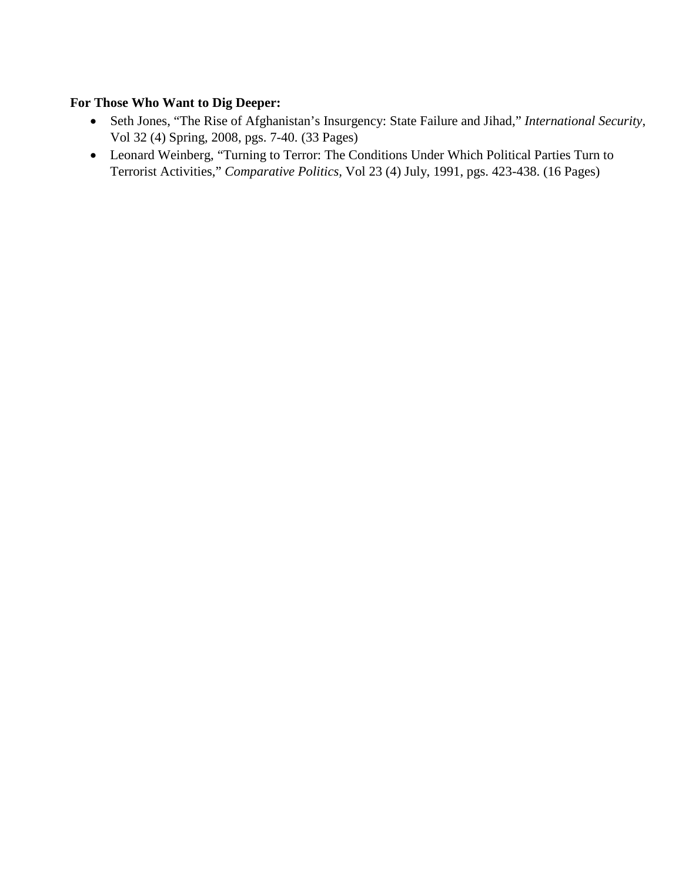**For Those Who Want to Dig Deeper:**

- Seth Jones, "The Rise of Afghanistan's Insurgency: State Failure and Jihad," *International Security*, Vol 32 (4) Spring, 2008, pgs. 7-40. (33 Pages)
- Leonard Weinberg, "Turning to Terror: The Conditions Under Which Political Parties Turn to Terrorist Activities," *Comparative Politics,* Vol 23 (4) July, 1991, pgs. 423-438. (16 Pages)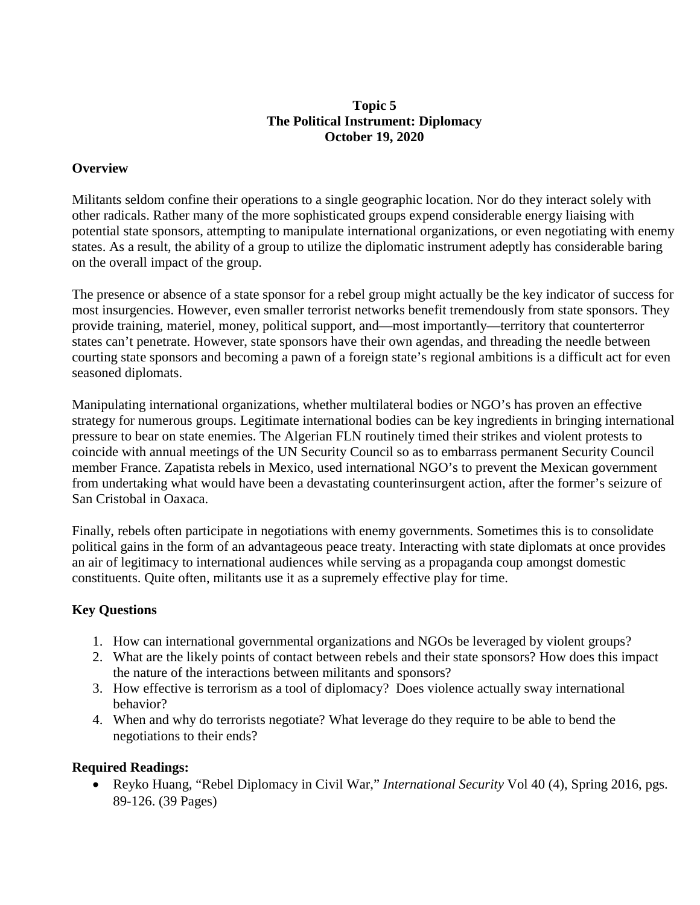**Topic 5**
**The Political Instrument: Diplomacy**
**October 19, 2020**

## Overview

Militants seldom confine their operations to a single geographic location. Nor do they interact solely with other radicals. Rather many of the more sophisticated groups expend considerable energy liaising with potential state sponsors, attempting to manipulate international organizations, or even negotiating with enemy states. As a result, the ability of a group to utilize the diplomatic instrument adeptly has considerable baring on the overall impact of the group.

The presence or absence of a state sponsor for a rebel group might actually be the key indicator of success for most insurgencies. However, even smaller terrorist networks benefit tremendously from state sponsors. They provide training, materiel, money, political support, and—most importantly—territory that counterterror states can't penetrate. However, state sponsors have their own agendas, and threading the needle between courting state sponsors and becoming a pawn of a foreign state's regional ambitions is a difficult act for even seasoned diplomats.

Manipulating international organizations, whether multilateral bodies or NGO's has proven an effective strategy for numerous groups. Legitimate international bodies can be key ingredients in bringing international pressure to bear on state enemies. The Algerian FLN routinely timed their strikes and violent protests to coincide with annual meetings of the UN Security Council so as to embarrass permanent Security Council member France. Zapatista rebels in Mexico, used international NGO's to prevent the Mexican government from undertaking what would have been a devastating counterinsurgent action, after the former's seizure of San Cristobal in Oaxaca.

Finally, rebels often participate in negotiations with enemy governments. Sometimes this is to consolidate political gains in the form of an advantageous peace treaty. Interacting with state diplomats at once provides an air of legitimacy to international audiences while serving as a propaganda coup amongst domestic constituents. Quite often, militants use it as a supremely effective play for time.

## Key Questions

1. How can international governmental organizations and NGOs be leveraged by violent groups?
2. What are the likely points of contact between rebels and their state sponsors? How does this impact the nature of the interactions between militants and sponsors?
3. How effective is terrorism as a tool of diplomacy? Does violence actually sway international behavior?
4. When and why do terrorists negotiate? What leverage do they require to be able to bend the negotiations to their ends?

## Required Readings:

- Reyko Huang, "Rebel Diplomacy in Civil War," *International Security* Vol 40 (4), Spring 2016, pgs. 89-126. (39 Pages)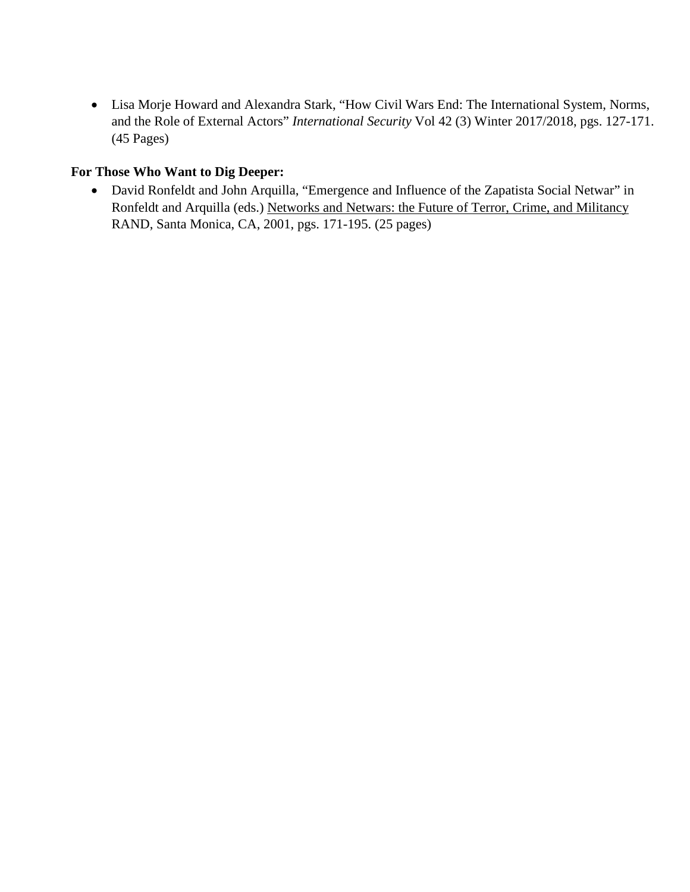- Lisa Morje Howard and Alexandra Stark, "How Civil Wars End: The International System, Norms, and the Role of External Actors" *International Security* Vol 42 (3) Winter 2017/2018, pgs. 127-171. (45 Pages)

**For Those Who Want to Dig Deeper:**

- David Ronfeldt and John Arquilla, "Emergence and Influence of the Zapatista Social Netwar" in Ronfeldt and Arquilla (eds.) Networks and Netwars: the Future of Terror, Crime, and Militancy RAND, Santa Monica, CA, 2001, pgs. 171-195. (25 pages)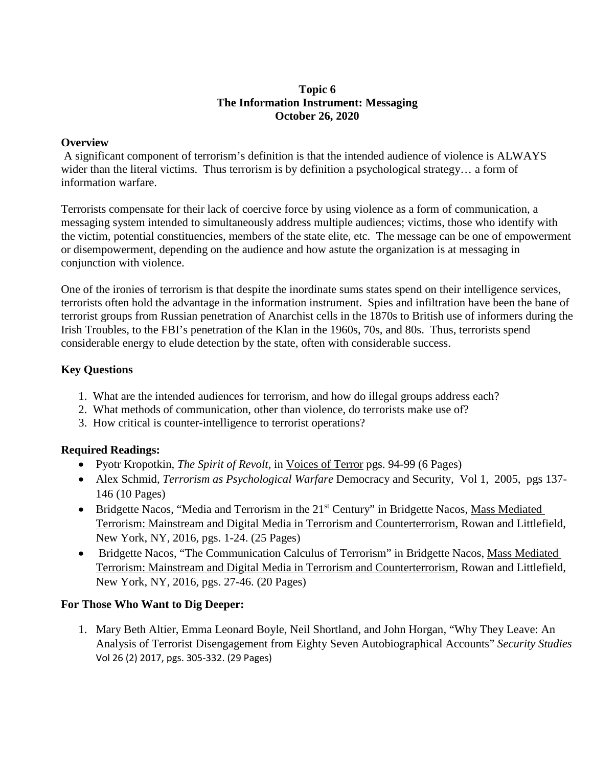**Topic 6**
**The Information Instrument: Messaging**
**October 26, 2020**

## Overview

A significant component of terrorism's definition is that the intended audience of violence is ALWAYS wider than the literal victims. Thus terrorism is by definition a psychological strategy… a form of information warfare.

Terrorists compensate for their lack of coercive force by using violence as a form of communication, a messaging system intended to simultaneously address multiple audiences; victims, those who identify with the victim, potential constituencies, members of the state elite, etc. The message can be one of empowerment or disempowerment, depending on the audience and how astute the organization is at messaging in conjunction with violence.

One of the ironies of terrorism is that despite the inordinate sums states spend on their intelligence services, terrorists often hold the advantage in the information instrument. Spies and infiltration have been the bane of terrorist groups from Russian penetration of Anarchist cells in the 1870s to British use of informers during the Irish Troubles, to the FBI's penetration of the Klan in the 1960s, 70s, and 80s. Thus, terrorists spend considerable energy to elude detection by the state, often with considerable success.

## Key Questions

1. What are the intended audiences for terrorism, and how do illegal groups address each?
2. What methods of communication, other than violence, do terrorists make use of?
3. How critical is counter-intelligence to terrorist operations?

## Required Readings:

- Pyotr Kropotkin, *The Spirit of Revolt,* in Voices of Terror pgs. 94-99 (6 Pages)
- Alex Schmid, *Terrorism as Psychological Warfare* Democracy and Security, Vol 1, 2005, pgs 137-146 (10 Pages)
- Bridgette Nacos, "Media and Terrorism in the 21st Century" in Bridgette Nacos, Mass Mediated Terrorism: Mainstream and Digital Media in Terrorism and Counterterrorism, Rowan and Littlefield, New York, NY, 2016, pgs. 1-24. (25 Pages)
- Bridgette Nacos, "The Communication Calculus of Terrorism" in Bridgette Nacos, Mass Mediated Terrorism: Mainstream and Digital Media in Terrorism and Counterterrorism, Rowan and Littlefield, New York, NY, 2016, pgs. 27-46. (20 Pages)

## For Those Who Want to Dig Deeper:

1. Mary Beth Altier, Emma Leonard Boyle, Neil Shortland, and John Horgan, "Why They Leave: An Analysis of Terrorist Disengagement from Eighty Seven Autobiographical Accounts" *Security Studies* Vol 26 (2) 2017, pgs. 305-332. (29 Pages)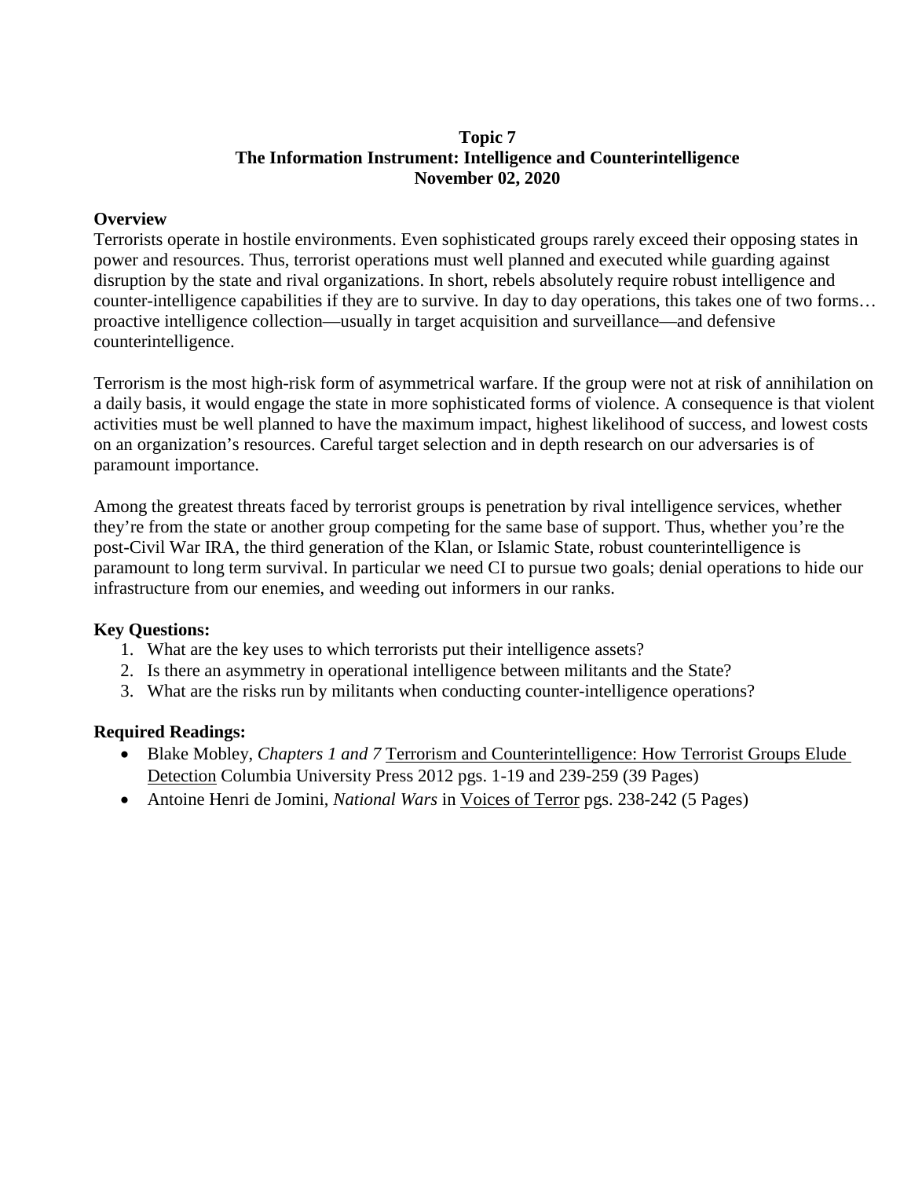**Topic 7**
**The Information Instrument: Intelligence and Counterintelligence**
**November 02, 2020**

**Overview**

Terrorists operate in hostile environments. Even sophisticated groups rarely exceed their opposing states in power and resources. Thus, terrorist operations must well planned and executed while guarding against disruption by the state and rival organizations. In short, rebels absolutely require robust intelligence and counter-intelligence capabilities if they are to survive. In day to day operations, this takes one of two forms… proactive intelligence collection—usually in target acquisition and surveillance—and defensive counterintelligence.

Terrorism is the most high-risk form of asymmetrical warfare. If the group were not at risk of annihilation on a daily basis, it would engage the state in more sophisticated forms of violence. A consequence is that violent activities must be well planned to have the maximum impact, highest likelihood of success, and lowest costs on an organization's resources. Careful target selection and in depth research on our adversaries is of paramount importance.

Among the greatest threats faced by terrorist groups is penetration by rival intelligence services, whether they're from the state or another group competing for the same base of support. Thus, whether you're the post-Civil War IRA, the third generation of the Klan, or Islamic State, robust counterintelligence is paramount to long term survival. In particular we need CI to pursue two goals; denial operations to hide our infrastructure from our enemies, and weeding out informers in our ranks.

**Key Questions:**

1. What are the key uses to which terrorists put their intelligence assets?
2. Is there an asymmetry in operational intelligence between militants and the State?
3. What are the risks run by militants when conducting counter-intelligence operations?

**Required Readings:**

- Blake Mobley, *Chapters 1 and 7* Terrorism and Counterintelligence: How Terrorist Groups Elude Detection Columbia University Press 2012 pgs. 1-19 and 239-259 (39 Pages)
- Antoine Henri de Jomini, *National Wars* in Voices of Terror pgs. 238-242 (5 Pages)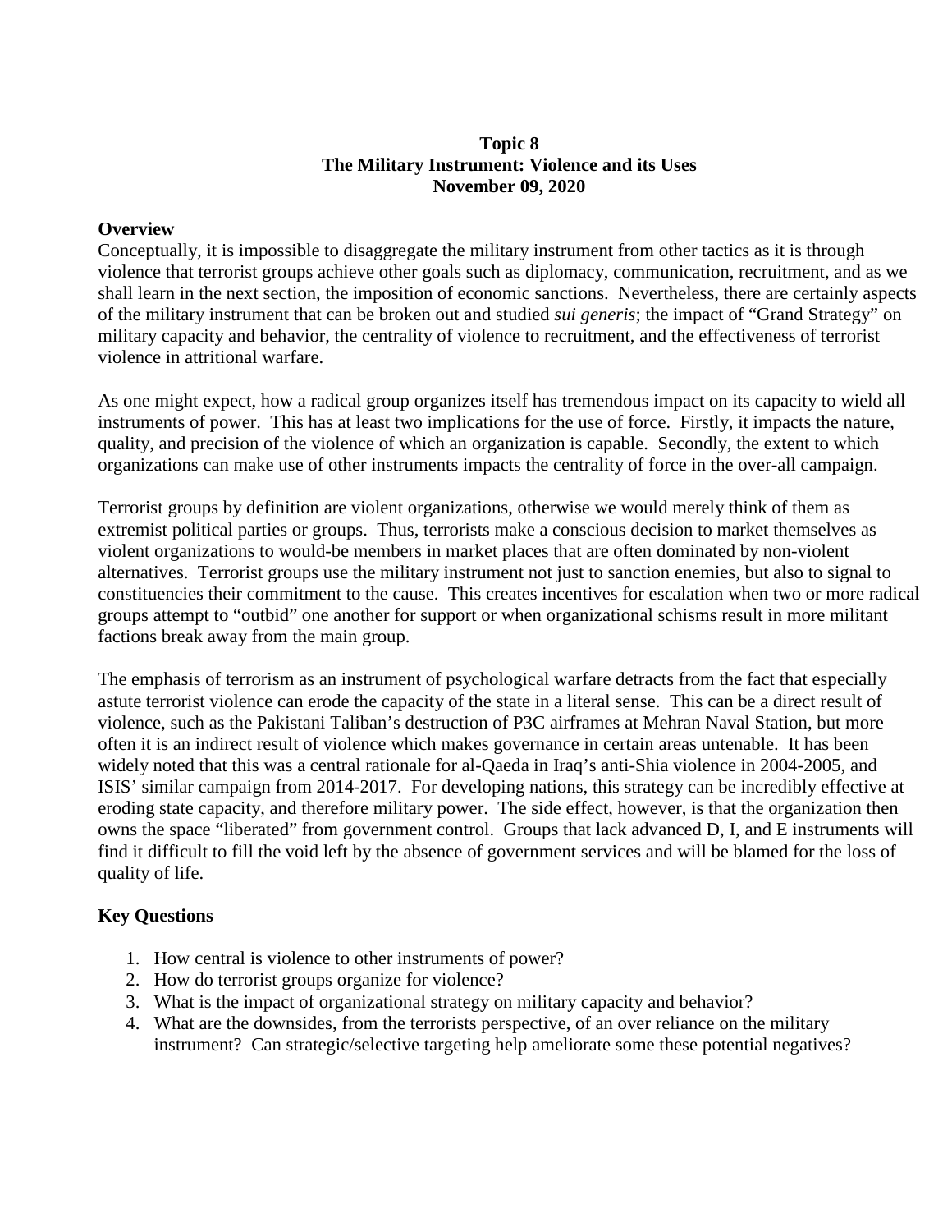**Topic 8**
**The Military Instrument: Violence and its Uses**
**November 09, 2020**

## Overview

Conceptually, it is impossible to disaggregate the military instrument from other tactics as it is through violence that terrorist groups achieve other goals such as diplomacy, communication, recruitment, and as we shall learn in the next section, the imposition of economic sanctions. Nevertheless, there are certainly aspects of the military instrument that can be broken out and studied *sui generis*; the impact of "Grand Strategy" on military capacity and behavior, the centrality of violence to recruitment, and the effectiveness of terrorist violence in attritional warfare.

As one might expect, how a radical group organizes itself has tremendous impact on its capacity to wield all instruments of power. This has at least two implications for the use of force. Firstly, it impacts the nature, quality, and precision of the violence of which an organization is capable. Secondly, the extent to which organizations can make use of other instruments impacts the centrality of force in the over-all campaign.

Terrorist groups by definition are violent organizations, otherwise we would merely think of them as extremist political parties or groups. Thus, terrorists make a conscious decision to market themselves as violent organizations to would-be members in market places that are often dominated by non-violent alternatives. Terrorist groups use the military instrument not just to sanction enemies, but also to signal to constituencies their commitment to the cause. This creates incentives for escalation when two or more radical groups attempt to "outbid" one another for support or when organizational schisms result in more militant factions break away from the main group.

The emphasis of terrorism as an instrument of psychological warfare detracts from the fact that especially astute terrorist violence can erode the capacity of the state in a literal sense. This can be a direct result of violence, such as the Pakistani Taliban's destruction of P3C airframes at Mehran Naval Station, but more often it is an indirect result of violence which makes governance in certain areas untenable. It has been widely noted that this was a central rationale for al-Qaeda in Iraq's anti-Shia violence in 2004-2005, and ISIS' similar campaign from 2014-2017. For developing nations, this strategy can be incredibly effective at eroding state capacity, and therefore military power. The side effect, however, is that the organization then owns the space "liberated" from government control. Groups that lack advanced D, I, and E instruments will find it difficult to fill the void left by the absence of government services and will be blamed for the loss of quality of life.

## Key Questions

1. How central is violence to other instruments of power?
2. How do terrorist groups organize for violence?
3. What is the impact of organizational strategy on military capacity and behavior?
4. What are the downsides, from the terrorists perspective, of an over reliance on the military instrument? Can strategic/selective targeting help ameliorate some these potential negatives?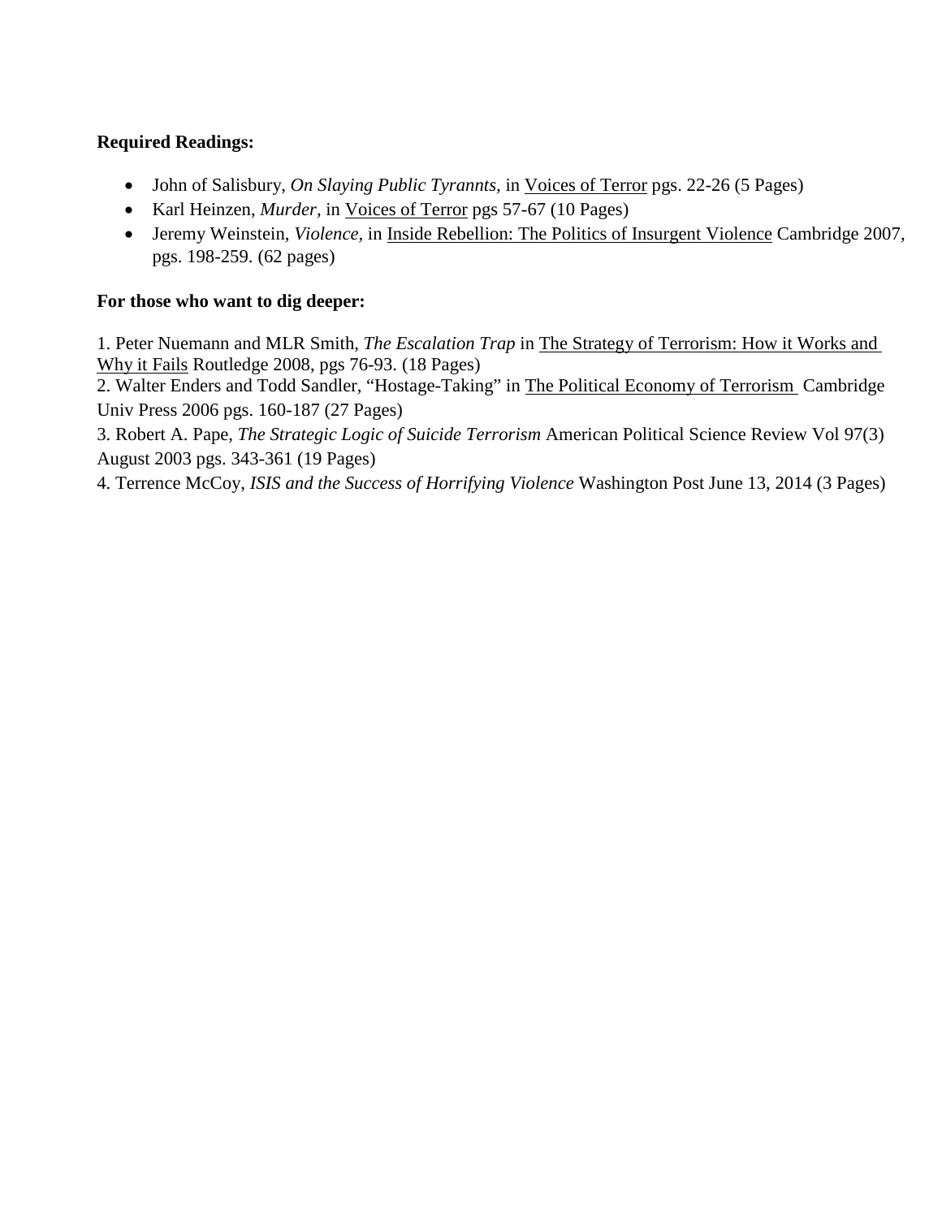**Required Readings:**

- John of Salisbury, *On Slaying Public Tyrannts*, in Voices of Terror pgs. 22-26 (5 Pages)
- Karl Heinzen, *Murder*, in Voices of Terror pgs 57-67 (10 Pages)
- Jeremy Weinstein, *Violence*, in Inside Rebellion: The Politics of Insurgent Violence Cambridge 2007, pgs. 198-259. (62 pages)

**For those who want to dig deeper:**

1. Peter Nuemann and MLR Smith, *The Escalation Trap* in The Strategy of Terrorism: How it Works and Why it Fails Routledge 2008, pgs 76-93. (18 Pages)
2. Walter Enders and Todd Sandler, "Hostage-Taking" in The Political Economy of Terrorism Cambridge Univ Press 2006 pgs. 160-187 (27 Pages)
3. Robert A. Pape, *The Strategic Logic of Suicide Terrorism* American Political Science Review Vol 97(3) August 2003 pgs. 343-361 (19 Pages)
4. Terrence McCoy, *ISIS and the Success of Horrifying Violence* Washington Post June 13, 2014 (3 Pages)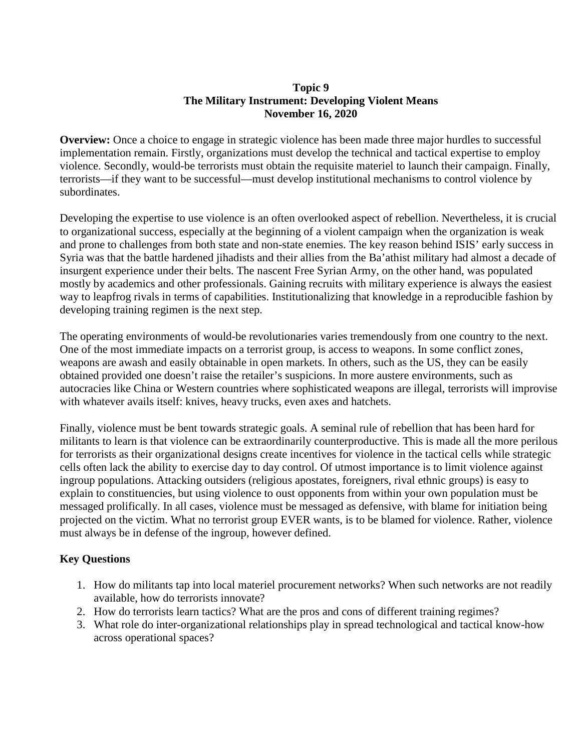**Topic 9**
**The Military Instrument: Developing Violent Means**
**November 16, 2020**

**Overview:** Once a choice to engage in strategic violence has been made three major hurdles to successful implementation remain. Firstly, organizations must develop the technical and tactical expertise to employ violence. Secondly, would-be terrorists must obtain the requisite materiel to launch their campaign. Finally, terrorists—if they want to be successful—must develop institutional mechanisms to control violence by subordinates.

Developing the expertise to use violence is an often overlooked aspect of rebellion. Nevertheless, it is crucial to organizational success, especially at the beginning of a violent campaign when the organization is weak and prone to challenges from both state and non-state enemies. The key reason behind ISIS' early success in Syria was that the battle hardened jihadists and their allies from the Ba'athist military had almost a decade of insurgent experience under their belts. The nascent Free Syrian Army, on the other hand, was populated mostly by academics and other professionals. Gaining recruits with military experience is always the easiest way to leapfrog rivals in terms of capabilities. Institutionalizing that knowledge in a reproducible fashion by developing training regimen is the next step.

The operating environments of would-be revolutionaries varies tremendously from one country to the next. One of the most immediate impacts on a terrorist group, is access to weapons. In some conflict zones, weapons are awash and easily obtainable in open markets. In others, such as the US, they can be easily obtained provided one doesn't raise the retailer's suspicions. In more austere environments, such as autocracies like China or Western countries where sophisticated weapons are illegal, terrorists will improvise with whatever avails itself: knives, heavy trucks, even axes and hatchets.

Finally, violence must be bent towards strategic goals. A seminal rule of rebellion that has been hard for militants to learn is that violence can be extraordinarily counterproductive. This is made all the more perilous for terrorists as their organizational designs create incentives for violence in the tactical cells while strategic cells often lack the ability to exercise day to day control. Of utmost importance is to limit violence against ingroup populations. Attacking outsiders (religious apostates, foreigners, rival ethnic groups) is easy to explain to constituencies, but using violence to oust opponents from within your own population must be messaged prolifically. In all cases, violence must be messaged as defensive, with blame for initiation being projected on the victim. What no terrorist group EVER wants, is to be blamed for violence. Rather, violence must always be in defense of the ingroup, however defined.

### Key Questions

1. How do militants tap into local materiel procurement networks? When such networks are not readily available, how do terrorists innovate?
2. How do terrorists learn tactics? What are the pros and cons of different training regimes?
3. What role do inter-organizational relationships play in spread technological and tactical know-how across operational spaces?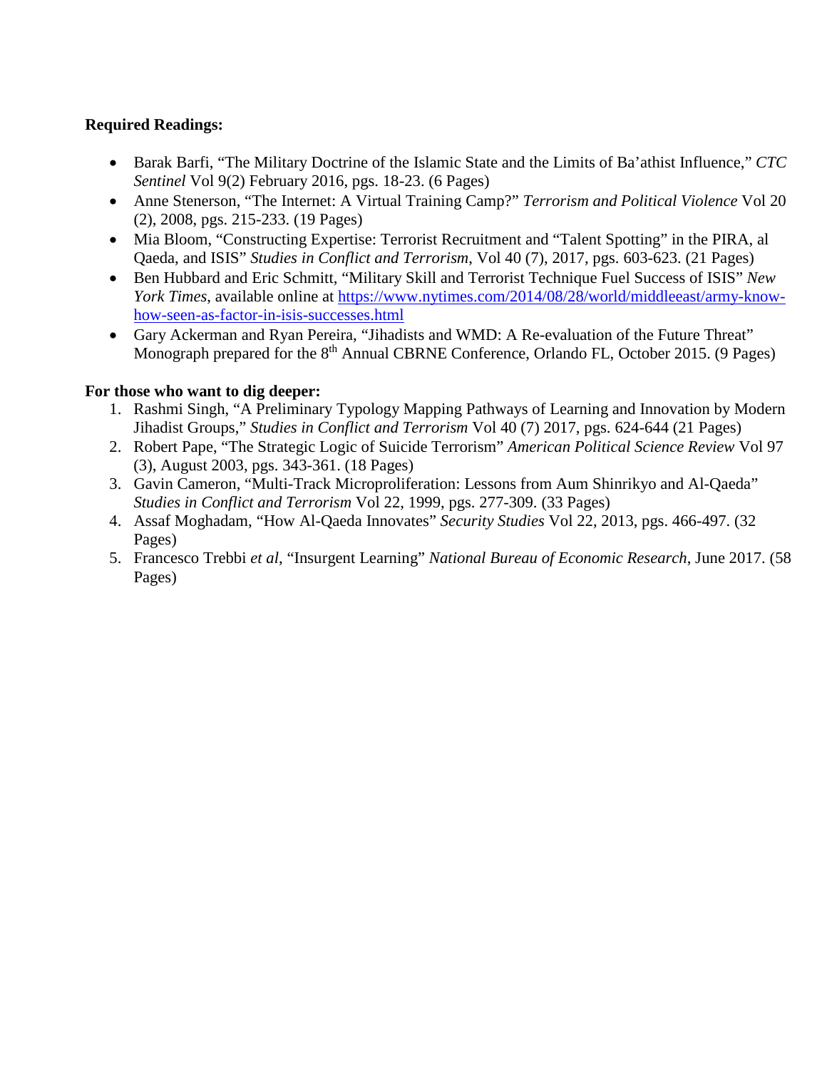**Required Readings:**

- Barak Barfi, "The Military Doctrine of the Islamic State and the Limits of Ba'athist Influence," *CTC Sentinel* Vol 9(2) February 2016, pgs. 18-23. (6 Pages)
- Anne Stenerson, "The Internet: A Virtual Training Camp?" *Terrorism and Political Violence* Vol 20 (2), 2008, pgs. 215-233. (19 Pages)
- Mia Bloom, "Constructing Expertise: Terrorist Recruitment and "Talent Spotting" in the PIRA, al Qaeda, and ISIS" *Studies in Conflict and Terrorism*, Vol 40 (7), 2017, pgs. 603-623. (21 Pages)
- Ben Hubbard and Eric Schmitt, "Military Skill and Terrorist Technique Fuel Success of ISIS" *New York Times*, available online at https://www.nytimes.com/2014/08/28/world/middleeast/army-know-how-seen-as-factor-in-isis-successes.html
- Gary Ackerman and Ryan Pereira, "Jihadists and WMD: A Re-evaluation of the Future Threat" Monograph prepared for the 8th Annual CBRNE Conference, Orlando FL, October 2015. (9 Pages)

**For those who want to dig deeper:**

1. Rashmi Singh, "A Preliminary Typology Mapping Pathways of Learning and Innovation by Modern Jihadist Groups," *Studies in Conflict and Terrorism* Vol 40 (7) 2017, pgs. 624-644 (21 Pages)
2. Robert Pape, "The Strategic Logic of Suicide Terrorism" *American Political Science Review* Vol 97 (3), August 2003, pgs. 343-361. (18 Pages)
3. Gavin Cameron, "Multi-Track Microproliferation: Lessons from Aum Shinrikyo and Al-Qaeda" *Studies in Conflict and Terrorism* Vol 22, 1999, pgs. 277-309. (33 Pages)
4. Assaf Moghadam, "How Al-Qaeda Innovates" *Security Studies* Vol 22, 2013, pgs. 466-497. (32 Pages)
5. Francesco Trebbi *et al*, "Insurgent Learning" *National Bureau of Economic Research*, June 2017. (58 Pages)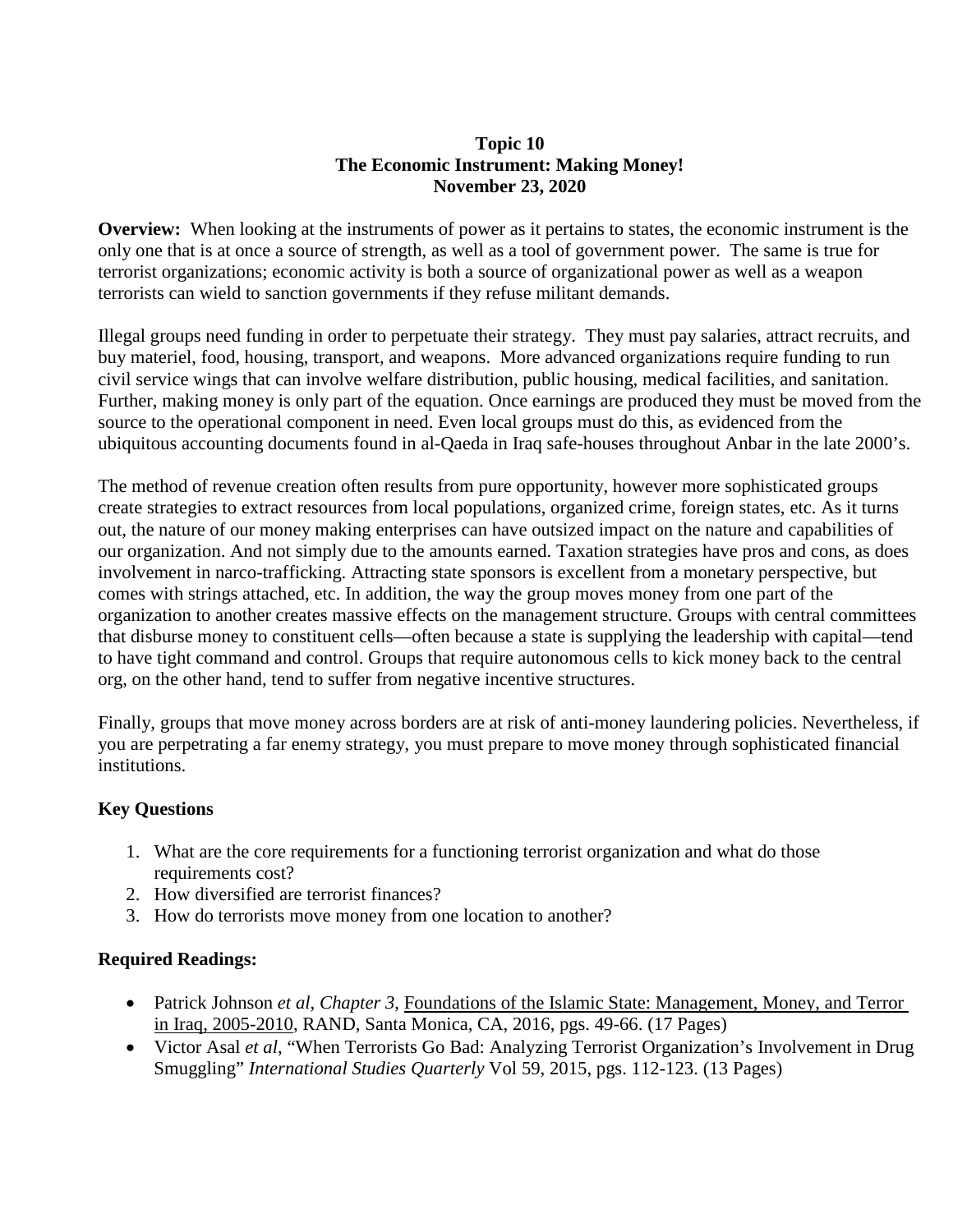**Topic 10**
**The Economic Instrument: Making Money!**
**November 23, 2020**

**Overview:** When looking at the instruments of power as it pertains to states, the economic instrument is the only one that is at once a source of strength, as well as a tool of government power. The same is true for terrorist organizations; economic activity is both a source of organizational power as well as a weapon terrorists can wield to sanction governments if they refuse militant demands.

Illegal groups need funding in order to perpetuate their strategy. They must pay salaries, attract recruits, and buy materiel, food, housing, transport, and weapons. More advanced organizations require funding to run civil service wings that can involve welfare distribution, public housing, medical facilities, and sanitation. Further, making money is only part of the equation. Once earnings are produced they must be moved from the source to the operational component in need. Even local groups must do this, as evidenced from the ubiquitous accounting documents found in al-Qaeda in Iraq safe-houses throughout Anbar in the late 2000's.

The method of revenue creation often results from pure opportunity, however more sophisticated groups create strategies to extract resources from local populations, organized crime, foreign states, etc. As it turns out, the nature of our money making enterprises can have outsized impact on the nature and capabilities of our organization. And not simply due to the amounts earned. Taxation strategies have pros and cons, as does involvement in narco-trafficking. Attracting state sponsors is excellent from a monetary perspective, but comes with strings attached, etc. In addition, the way the group moves money from one part of the organization to another creates massive effects on the management structure. Groups with central committees that disburse money to constituent cells—often because a state is supplying the leadership with capital—tend to have tight command and control. Groups that require autonomous cells to kick money back to the central org, on the other hand, tend to suffer from negative incentive structures.

Finally, groups that move money across borders are at risk of anti-money laundering policies. Nevertheless, if you are perpetrating a far enemy strategy, you must prepare to move money through sophisticated financial institutions.

**Key Questions**

1. What are the core requirements for a functioning terrorist organization and what do those requirements cost?
2. How diversified are terrorist finances?
3. How do terrorists move money from one location to another?

**Required Readings:**

- Patrick Johnson *et al*, *Chapter 3*, Foundations of the Islamic State: Management, Money, and Terror in Iraq, 2005-2010, RAND, Santa Monica, CA, 2016, pgs. 49-66. (17 Pages)
- Victor Asal *et al*, "When Terrorists Go Bad: Analyzing Terrorist Organization's Involvement in Drug Smuggling" *International Studies Quarterly* Vol 59, 2015, pgs. 112-123. (13 Pages)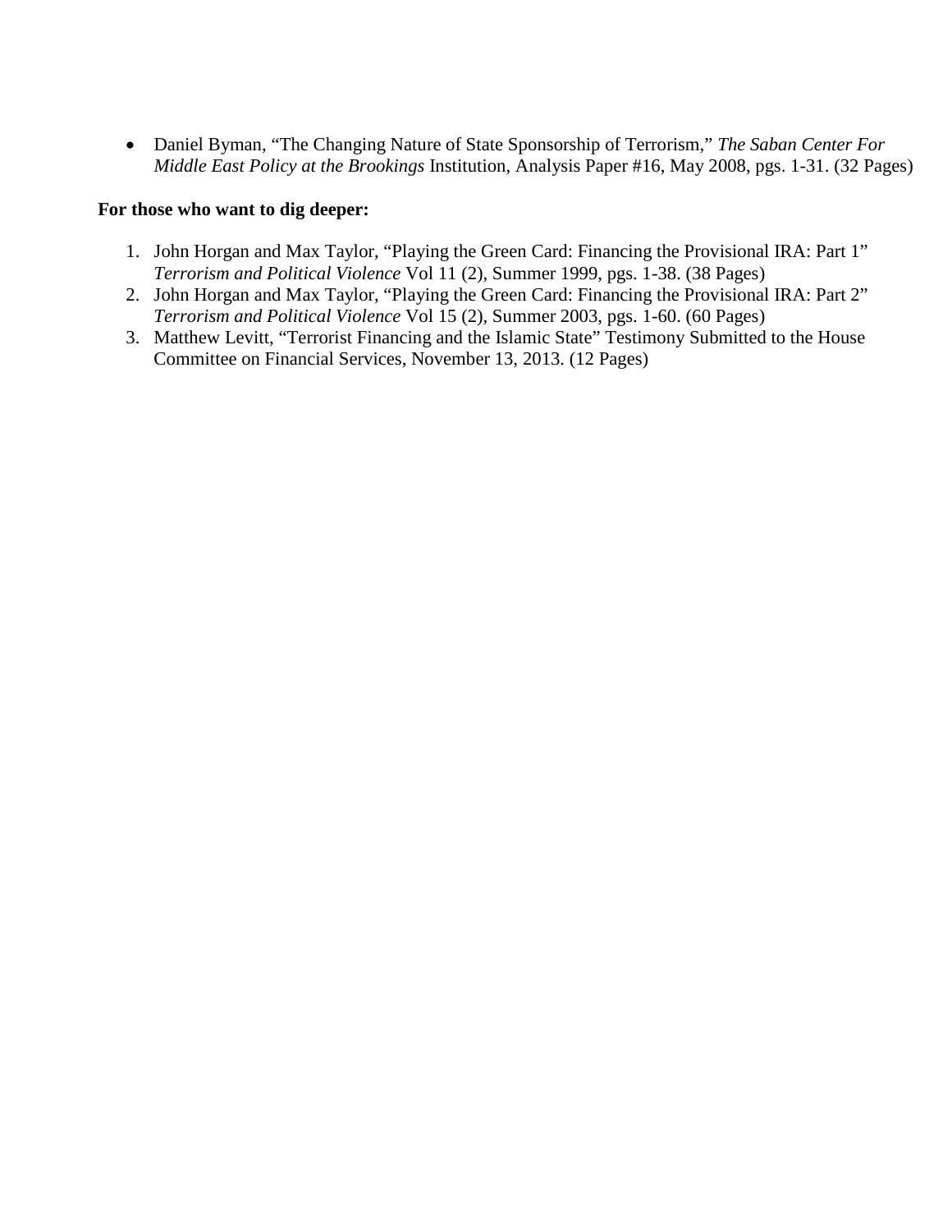- Daniel Byman, "The Changing Nature of State Sponsorship of Terrorism," *The Saban Center For Middle East Policy at the Brookings* Institution, Analysis Paper #16, May 2008, pgs. 1-31. (32 Pages)

**For those who want to dig deeper:**

1. John Horgan and Max Taylor, "Playing the Green Card: Financing the Provisional IRA: Part 1" *Terrorism and Political Violence* Vol 11 (2), Summer 1999, pgs. 1-38. (38 Pages)
2. John Horgan and Max Taylor, "Playing the Green Card: Financing the Provisional IRA: Part 2" *Terrorism and Political Violence* Vol 15 (2), Summer 2003, pgs. 1-60. (60 Pages)
3. Matthew Levitt, "Terrorist Financing and the Islamic State" Testimony Submitted to the House Committee on Financial Services, November 13, 2013. (12 Pages)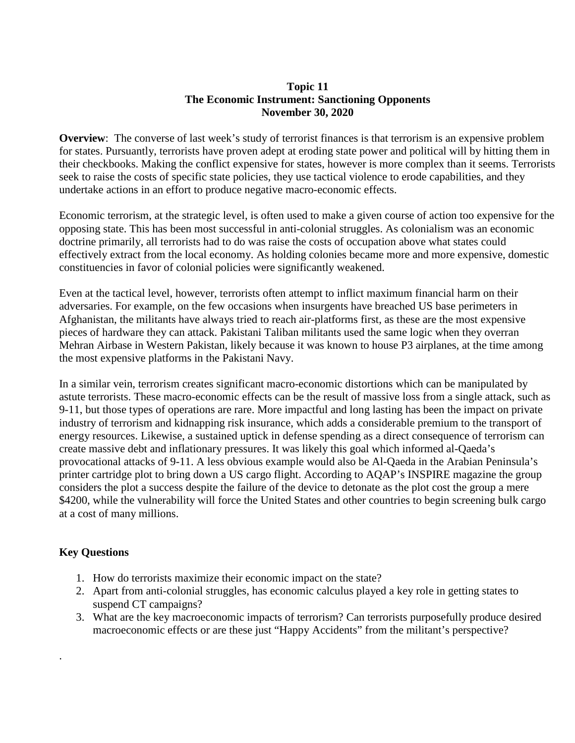**Topic 11**
**The Economic Instrument: Sanctioning Opponents**
**November 30, 2020**

**Overview**: The converse of last week's study of terrorist finances is that terrorism is an expensive problem for states. Pursuantly, terrorists have proven adept at eroding state power and political will by hitting them in their checkbooks. Making the conflict expensive for states, however is more complex than it seems. Terrorists seek to raise the costs of specific state policies, they use tactical violence to erode capabilities, and they undertake actions in an effort to produce negative macro-economic effects.

Economic terrorism, at the strategic level, is often used to make a given course of action too expensive for the opposing state. This has been most successful in anti-colonial struggles. As colonialism was an economic doctrine primarily, all terrorists had to do was raise the costs of occupation above what states could effectively extract from the local economy. As holding colonies became more and more expensive, domestic constituencies in favor of colonial policies were significantly weakened.

Even at the tactical level, however, terrorists often attempt to inflict maximum financial harm on their adversaries. For example, on the few occasions when insurgents have breached US base perimeters in Afghanistan, the militants have always tried to reach air-platforms first, as these are the most expensive pieces of hardware they can attack. Pakistani Taliban militants used the same logic when they overran Mehran Airbase in Western Pakistan, likely because it was known to house P3 airplanes, at the time among the most expensive platforms in the Pakistani Navy.

In a similar vein, terrorism creates significant macro-economic distortions which can be manipulated by astute terrorists. These macro-economic effects can be the result of massive loss from a single attack, such as 9-11, but those types of operations are rare. More impactful and long lasting has been the impact on private industry of terrorism and kidnapping risk insurance, which adds a considerable premium to the transport of energy resources. Likewise, a sustained uptick in defense spending as a direct consequence of terrorism can create massive debt and inflationary pressures. It was likely this goal which informed al-Qaeda's provocational attacks of 9-11. A less obvious example would also be Al-Qaeda in the Arabian Peninsula's printer cartridge plot to bring down a US cargo flight. According to AQAP's INSPIRE magazine the group considers the plot a success despite the failure of the device to detonate as the plot cost the group a mere $4200, while the vulnerability will force the United States and other countries to begin screening bulk cargo at a cost of many millions.

**Key Questions**

1. How do terrorists maximize their economic impact on the state?
2. Apart from anti-colonial struggles, has economic calculus played a key role in getting states to suspend CT campaigns?
3. What are the key macroeconomic impacts of terrorism? Can terrorists purposefully produce desired macroeconomic effects or are these just "Happy Accidents" from the militant's perspective?

.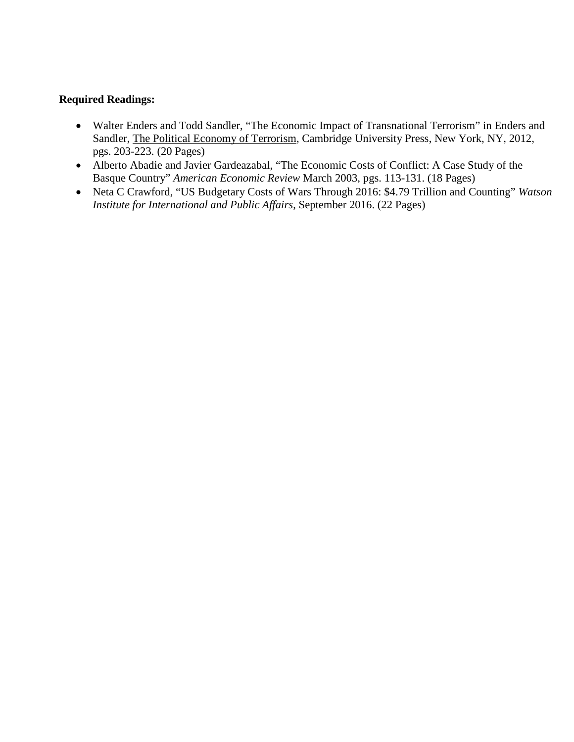**Required Readings:**

- Walter Enders and Todd Sandler, "The Economic Impact of Transnational Terrorism" in Enders and Sandler, The Political Economy of Terrorism, Cambridge University Press, New York, NY, 2012, pgs. 203-223. (20 Pages)
- Alberto Abadie and Javier Gardeazabal, "The Economic Costs of Conflict: A Case Study of the Basque Country" *American Economic Review* March 2003, pgs. 113-131. (18 Pages)
- Neta C Crawford, "US Budgetary Costs of Wars Through 2016: $4.79 Trillion and Counting" *Watson Institute for International and Public Affairs*, September 2016. (22 Pages)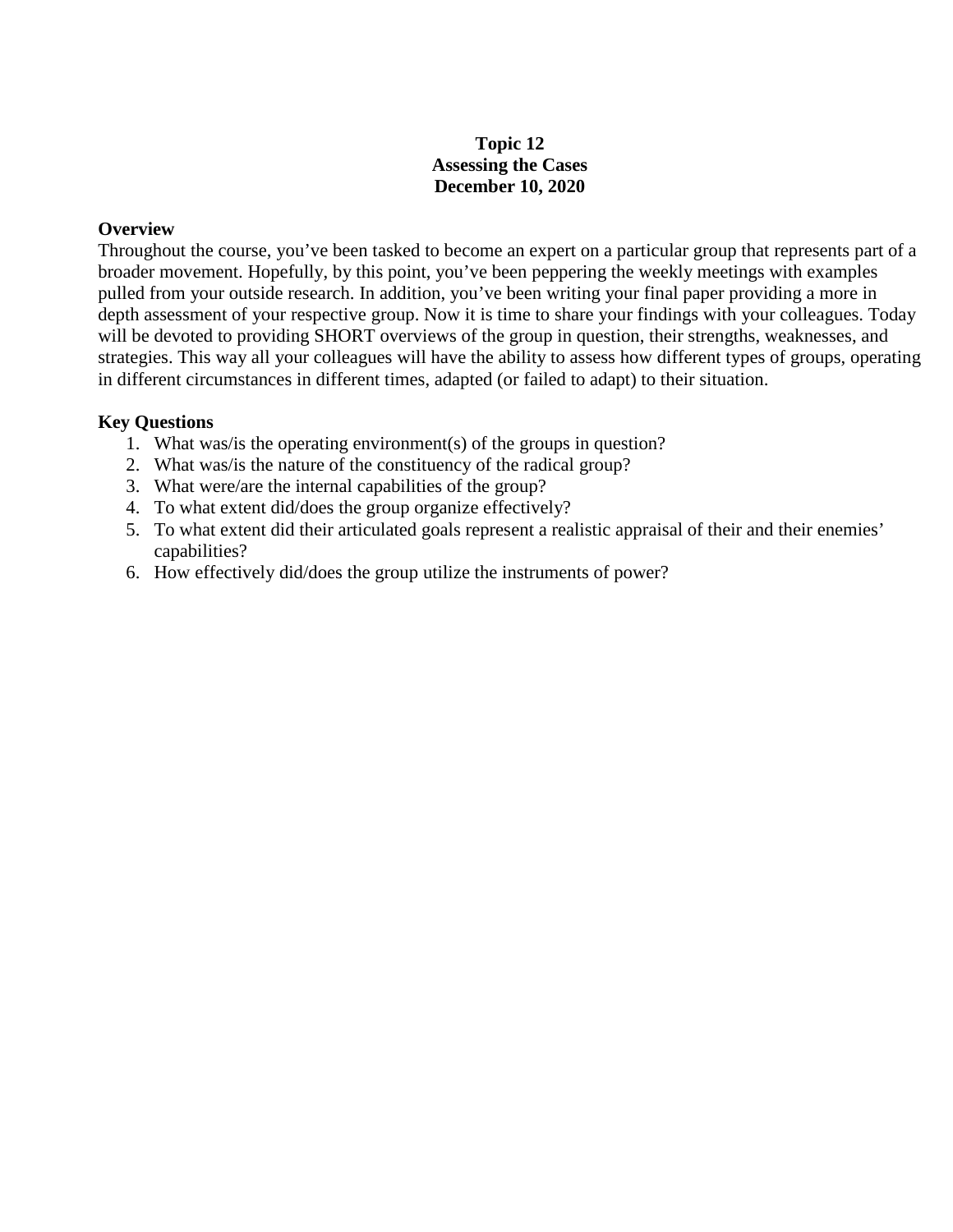**Topic 12**
**Assessing the Cases**
**December 10, 2020**

**Overview**

Throughout the course, you've been tasked to become an expert on a particular group that represents part of a broader movement. Hopefully, by this point, you've been peppering the weekly meetings with examples pulled from your outside research. In addition, you've been writing your final paper providing a more in depth assessment of your respective group. Now it is time to share your findings with your colleagues. Today will be devoted to providing SHORT overviews of the group in question, their strengths, weaknesses, and strategies. This way all your colleagues will have the ability to assess how different types of groups, operating in different circumstances in different times, adapted (or failed to adapt) to their situation.

**Key Questions**

1. What was/is the operating environment(s) of the groups in question?
2. What was/is the nature of the constituency of the radical group?
3. What were/are the internal capabilities of the group?
4. To what extent did/does the group organize effectively?
5. To what extent did their articulated goals represent a realistic appraisal of their and their enemies' capabilities?
6. How effectively did/does the group utilize the instruments of power?